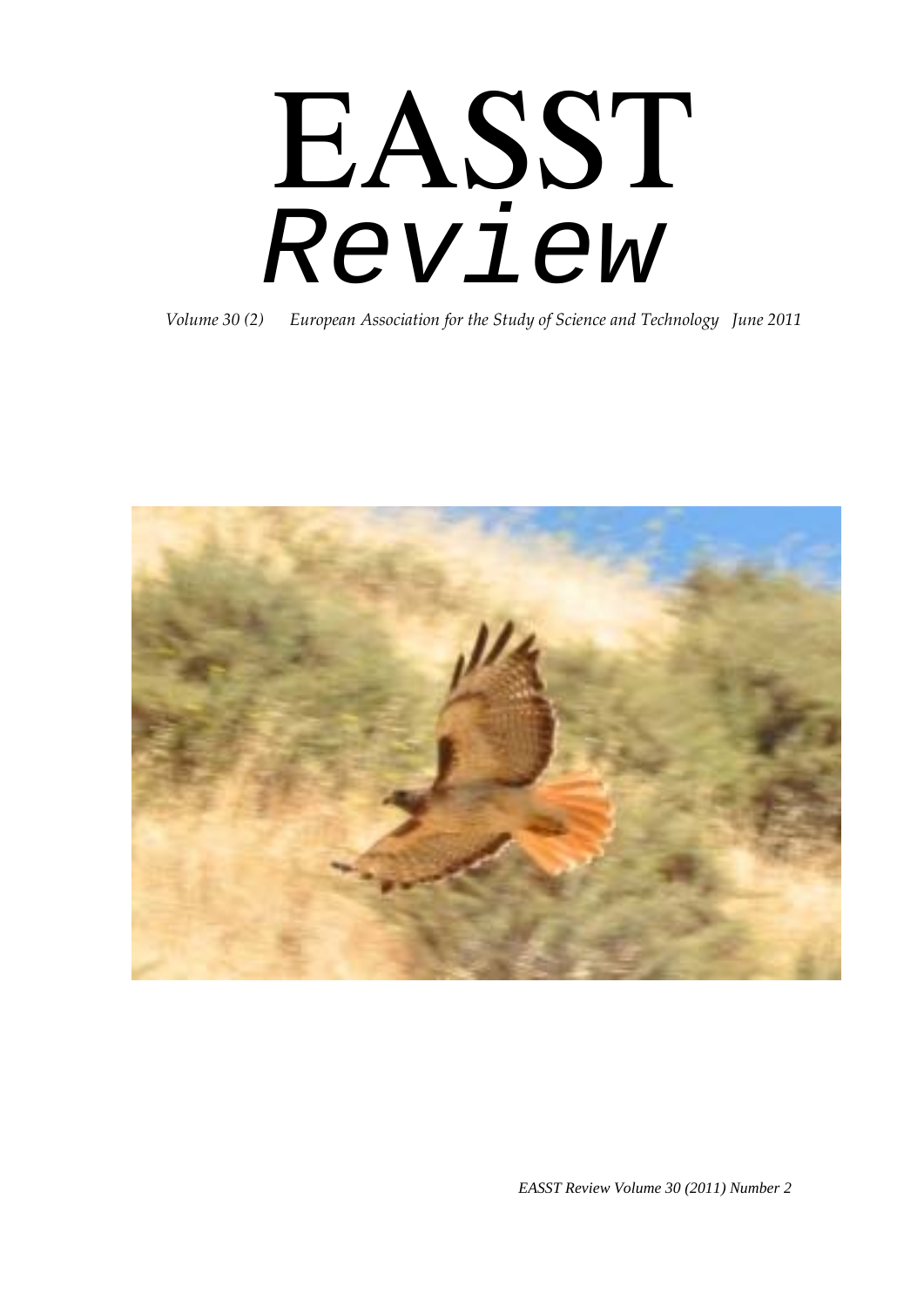# EASST
# *Review*

*Volume 30 (2) European Association for the Study of Science and Technology June 2011*

*EASST Review Volume 30 (2011) Number 2*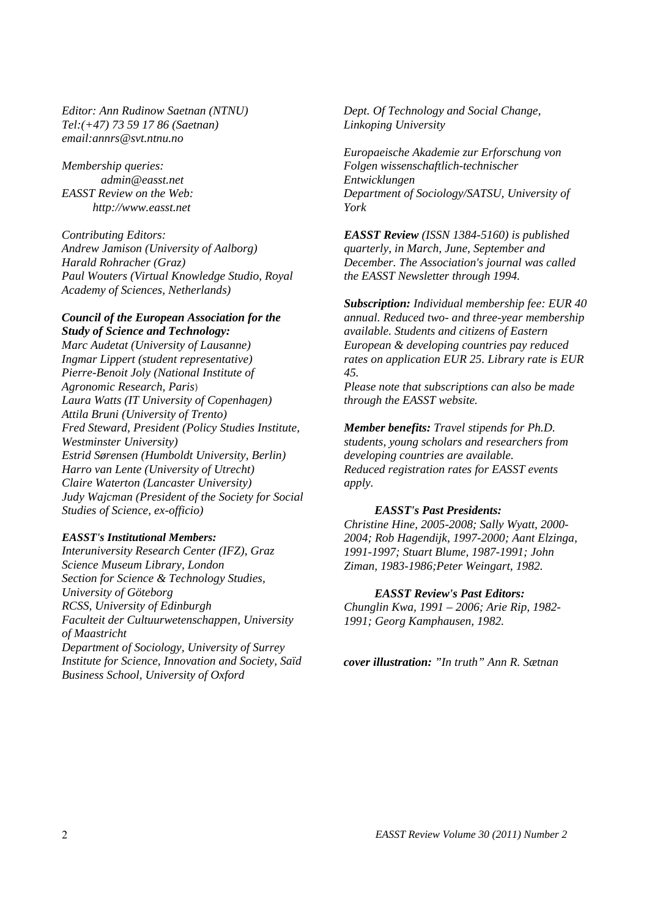*Editor: Ann Rudinow Saetnan (NTNU)*
*Tel:(+47) 73 59 17 86 (Saetnan)*
*email:annrs@svt.ntnu.no*

*Membership queries:*
*admin@easst.net*
*EASST Review on the Web:*
*http://www.easst.net*

*Contributing Editors:*
*Andrew Jamison (University of Aalborg)*
*Harald Rohracher (Graz)*
*Paul Wouters (Virtual Knowledge Studio, Royal Academy of Sciences, Netherlands)*

***Council of the European Association for the Study of Science and Technology:***
*Marc Audetat (University of Lausanne)*
*Ingmar Lippert (student representative)*
*Pierre-Benoit Joly (National Institute of Agronomic Research, Paris)*
*Laura Watts (IT University of Copenhagen)*
*Attila Bruni (University of Trento)*
*Fred Steward, President (Policy Studies Institute, Westminster University)*
*Estrid Sørensen (Humboldt University, Berlin)*
*Harro van Lente (University of Utrecht)*
*Claire Waterton (Lancaster University)*
*Judy Wajcman (President of the Society for Social Studies of Science, ex-officio)*

***EASST's Institutional Members:***
*Interuniversity Research Center (IFZ), Graz*
*Science Museum Library, London*
*Section for Science & Technology Studies, University of Göteborg*
*RCSS, University of Edinburgh*
*Faculteit der Cultuurwetenschappen, University of Maastricht*
*Department of Sociology, University of Surrey*
*Institute for Science, Innovation and Society, Saïd Business School, University of Oxford*
*Dept. Of Technology and Social Change, Linkoping University*
*Europaeische Akademie zur Erforschung von Folgen wissenschaftlich-technischer Entwicklungen*
*Department of Sociology/SATSU, University of York*

***EASST Review** (ISSN 1384-5160) is published quarterly, in March, June, September and December. The Association's journal was called the EASST Newsletter through 1994.*

***Subscription:** Individual membership fee: EUR 40 annual. Reduced two- and three-year membership available. Students and citizens of Eastern European & developing countries pay reduced rates on application EUR 25. Library rate is EUR 45.*
*Please note that subscriptions can also be made through the EASST website.*

***Member benefits:** Travel stipends for Ph.D. students, young scholars and researchers from developing countries are available.*
*Reduced registration rates for EASST events apply.*

***EASST's Past Presidents:***
*Christine Hine, 2005-2008; Sally Wyatt, 2000-2004; Rob Hagendijk, 1997-2000; Aant Elzinga, 1991-1997; Stuart Blume, 1987-1991; John Ziman, 1983-1986;Peter Weingart, 1982.*

***EASST Review's Past Editors:***
*Chunglin Kwa, 1991 – 2006; Arie Rip, 1982-1991; Georg Kamphausen, 1982.*

***cover illustration:** "In truth" Ann R. Sætnan*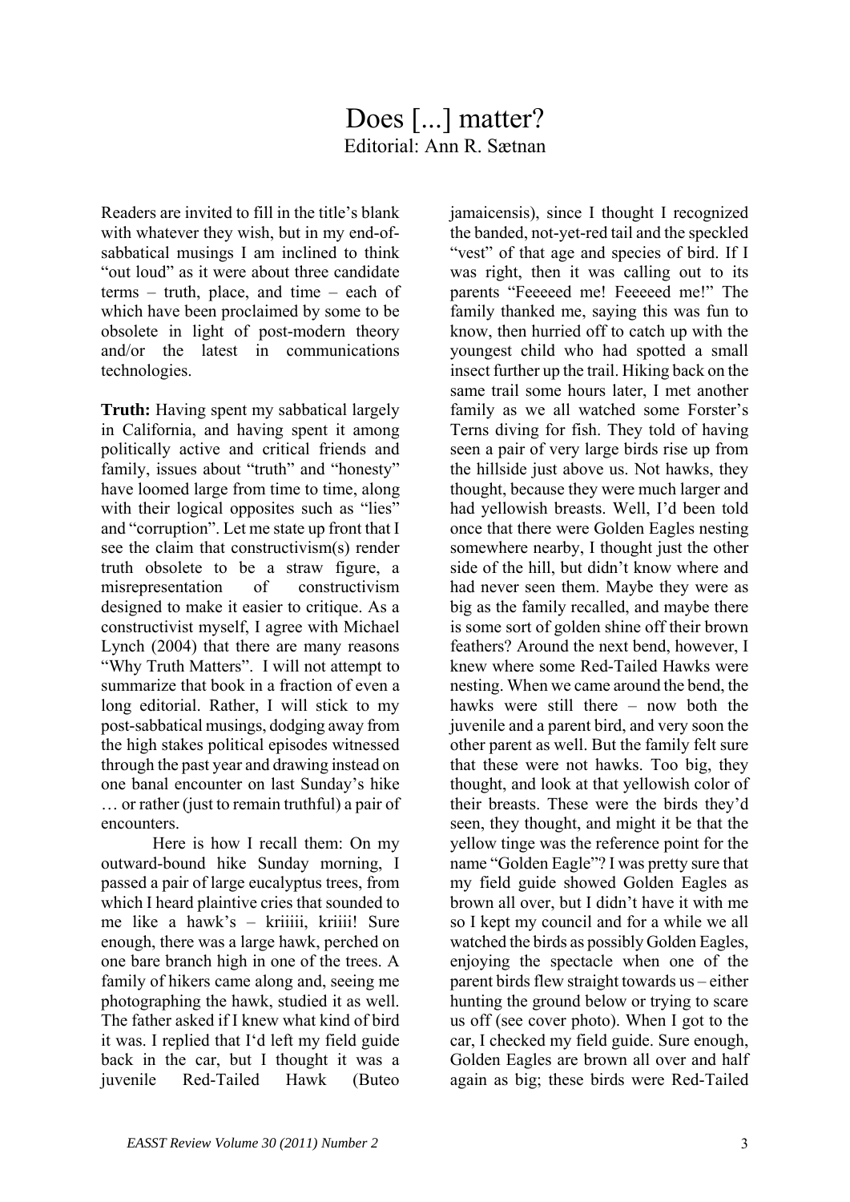# Does [...] matter?

Editorial: Ann R. Sætnan

Readers are invited to fill in the title's blank with whatever they wish, but in my end-of-sabbatical musings I am inclined to think "out loud" as it were about three candidate terms – truth, place, and time – each of which have been proclaimed by some to be obsolete in light of post-modern theory and/or the latest in communications technologies.

**Truth:** Having spent my sabbatical largely in California, and having spent it among politically active and critical friends and family, issues about "truth" and "honesty" have loomed large from time to time, along with their logical opposites such as "lies" and "corruption". Let me state up front that I see the claim that constructivism(s) render truth obsolete to be a straw figure, a misrepresentation of constructivism designed to make it easier to critique. As a constructivist myself, I agree with Michael Lynch (2004) that there are many reasons "Why Truth Matters". I will not attempt to summarize that book in a fraction of even a long editorial. Rather, I will stick to my post-sabbatical musings, dodging away from the high stakes political episodes witnessed through the past year and drawing instead on one banal encounter on last Sunday's hike … or rather (just to remain truthful) a pair of encounters.

Here is how I recall them: On my outward-bound hike Sunday morning, I passed a pair of large eucalyptus trees, from which I heard plaintive cries that sounded to me like a hawk's – kriiiii, kriiii! Sure enough, there was a large hawk, perched on one bare branch high in one of the trees. A family of hikers came along and, seeing me photographing the hawk, studied it as well. The father asked if I knew what kind of bird it was. I replied that I'd left my field guide back in the car, but I thought it was a juvenile Red-Tailed Hawk (Buteo jamaicensis), since I thought I recognized the banded, not-yet-red tail and the speckled "vest" of that age and species of bird. If I was right, then it was calling out to its parents "Feeeeed me! Feeeeed me!" The family thanked me, saying this was fun to know, then hurried off to catch up with the youngest child who had spotted a small insect further up the trail. Hiking back on the same trail some hours later, I met another family as we all watched some Forster's Terns diving for fish. They told of having seen a pair of very large birds rise up from the hillside just above us. Not hawks, they thought, because they were much larger and had yellowish breasts. Well, I'd been told once that there were Golden Eagles nesting somewhere nearby, I thought just the other side of the hill, but didn't know where and had never seen them. Maybe they were as big as the family recalled, and maybe there is some sort of golden shine off their brown feathers? Around the next bend, however, I knew where some Red-Tailed Hawks were nesting. When we came around the bend, the hawks were still there – now both the juvenile and a parent bird, and very soon the other parent as well. But the family felt sure that these were not hawks. Too big, they thought, and look at that yellowish color of their breasts. These were the birds they'd seen, they thought, and might it be that the yellow tinge was the reference point for the name "Golden Eagle"? I was pretty sure that my field guide showed Golden Eagles as brown all over, but I didn't have it with me so I kept my council and for a while we all watched the birds as possibly Golden Eagles, enjoying the spectacle when one of the parent birds flew straight towards us – either hunting the ground below or trying to scare us off (see cover photo). When I got to the car, I checked my field guide. Sure enough, Golden Eagles are brown all over and half again as big; these birds were Red-Tailed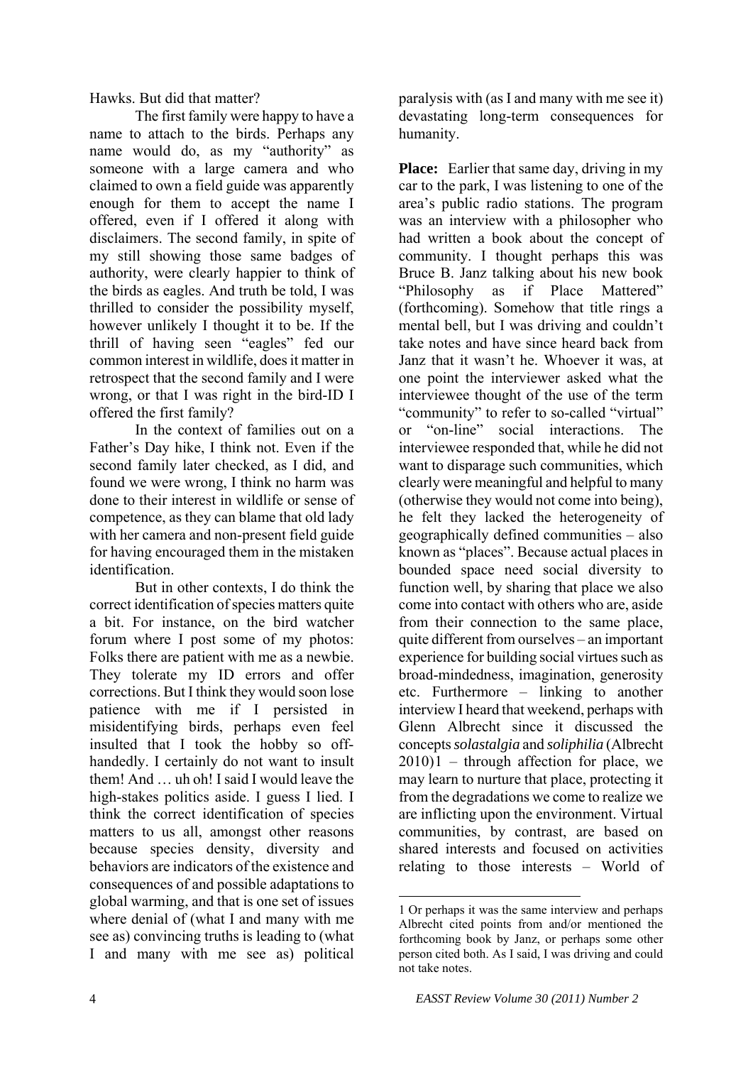Hawks. But did that matter?

The first family were happy to have a name to attach to the birds. Perhaps any name would do, as my "authority" as someone with a large camera and who claimed to own a field guide was apparently enough for them to accept the name I offered, even if I offered it along with disclaimers. The second family, in spite of my still showing those same badges of authority, were clearly happier to think of the birds as eagles. And truth be told, I was thrilled to consider the possibility myself, however unlikely I thought it to be. If the thrill of having seen "eagles" fed our common interest in wildlife, does it matter in retrospect that the second family and I were wrong, or that I was right in the bird-ID I offered the first family?

In the context of families out on a Father's Day hike, I think not. Even if the second family later checked, as I did, and found we were wrong, I think no harm was done to their interest in wildlife or sense of competence, as they can blame that old lady with her camera and non-present field guide for having encouraged them in the mistaken identification.

But in other contexts, I do think the correct identification of species matters quite a bit. For instance, on the bird watcher forum where I post some of my photos: Folks there are patient with me as a newbie. They tolerate my ID errors and offer corrections. But I think they would soon lose patience with me if I persisted in misidentifying birds, perhaps even feel insulted that I took the hobby so off-handedly. I certainly do not want to insult them! And … uh oh! I said I would leave the high-stakes politics aside. I guess I lied. I think the correct identification of species matters to us all, amongst other reasons because species density, diversity and behaviors are indicators of the existence and consequences of and possible adaptations to global warming, and that is one set of issues where denial of (what I and many with me see as) convincing truths is leading to (what I and many with me see as) political paralysis with (as I and many with me see it) devastating long-term consequences for humanity.

**Place:** Earlier that same day, driving in my car to the park, I was listening to one of the area's public radio stations. The program was an interview with a philosopher who had written a book about the concept of community. I thought perhaps this was Bruce B. Janz talking about his new book "Philosophy as if Place Mattered" (forthcoming). Somehow that title rings a mental bell, but I was driving and couldn't take notes and have since heard back from Janz that it wasn't he. Whoever it was, at one point the interviewer asked what the interviewee thought of the use of the term "community" to refer to so-called "virtual" or "on-line" social interactions. The interviewee responded that, while he did not want to disparage such communities, which clearly were meaningful and helpful to many (otherwise they would not come into being), he felt they lacked the heterogeneity of geographically defined communities – also known as "places". Because actual places in bounded space need social diversity to function well, by sharing that place we also come into contact with others who are, aside from their connection to the same place, quite different from ourselves – an important experience for building social virtues such as broad-mindedness, imagination, generosity etc. Furthermore – linking to another interview I heard that weekend, perhaps with Glenn Albrecht since it discussed the concepts *solastalgia* and *soliphilia* (Albrecht 2010)[1] – through affection for place, we may learn to nurture that place, protecting it from the degradations we come to realize we are inflicting upon the environment. Virtual communities, by contrast, are based on shared interests and focused on activities relating to those interests – World of

---

[1] Or perhaps it was the same interview and perhaps Albrecht cited points from and/or mentioned the forthcoming book by Janz, or perhaps some other person cited both. As I said, I was driving and could not take notes.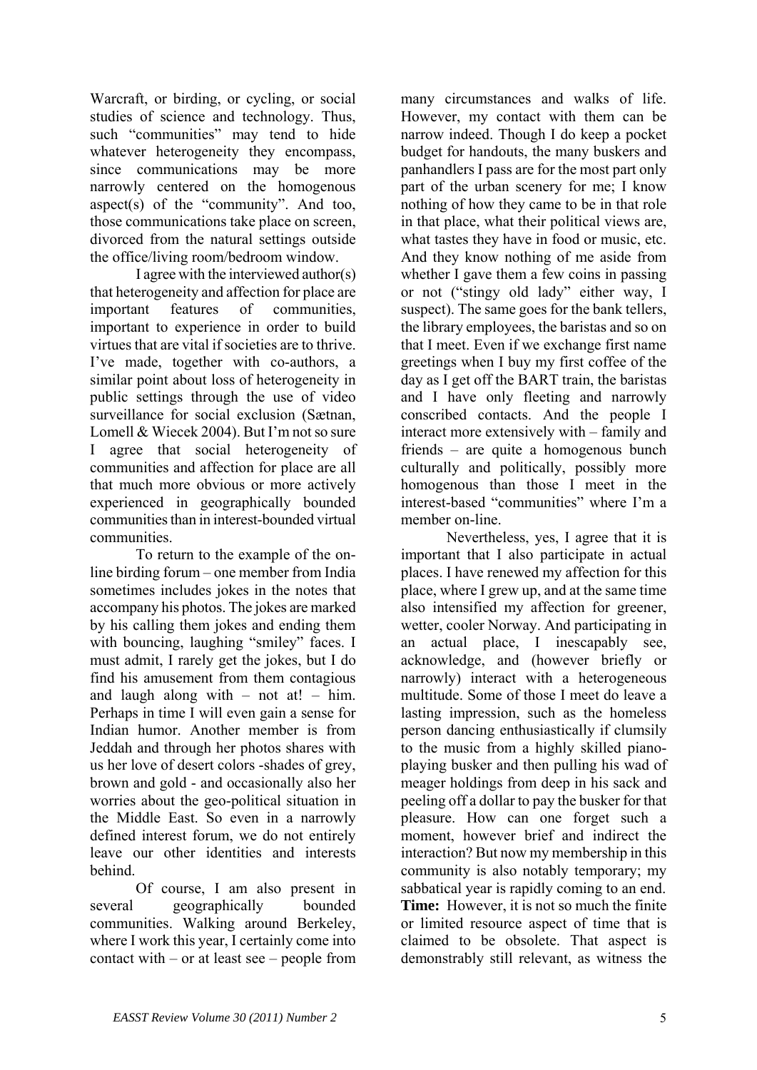Warcraft, or birding, or cycling, or social studies of science and technology. Thus, such "communities" may tend to hide whatever heterogeneity they encompass, since communications may be more narrowly centered on the homogenous aspect(s) of the "community". And too, those communications take place on screen, divorced from the natural settings outside the office/living room/bedroom window.

I agree with the interviewed author(s) that heterogeneity and affection for place are important features of communities, important to experience in order to build virtues that are vital if societies are to thrive. I've made, together with co-authors, a similar point about loss of heterogeneity in public settings through the use of video surveillance for social exclusion (Sætnan, Lomell & Wiecek 2004). But I'm not so sure I agree that social heterogeneity of communities and affection for place are all that much more obvious or more actively experienced in geographically bounded communities than in interest-bounded virtual communities.

To return to the example of the on-line birding forum – one member from India sometimes includes jokes in the notes that accompany his photos. The jokes are marked by his calling them jokes and ending them with bouncing, laughing "smiley" faces. I must admit, I rarely get the jokes, but I do find his amusement from them contagious and laugh along with – not at! – him. Perhaps in time I will even gain a sense for Indian humor. Another member is from Jeddah and through her photos shares with us her love of desert colors -shades of grey, brown and gold - and occasionally also her worries about the geo-political situation in the Middle East. So even in a narrowly defined interest forum, we do not entirely leave our other identities and interests behind.

Of course, I am also present in several geographically bounded communities. Walking around Berkeley, where I work this year, I certainly come into contact with – or at least see – people from many circumstances and walks of life. However, my contact with them can be narrow indeed. Though I do keep a pocket budget for handouts, the many buskers and panhandlers I pass are for the most part only part of the urban scenery for me; I know nothing of how they came to be in that role in that place, what their political views are, what tastes they have in food or music, etc. And they know nothing of me aside from whether I gave them a few coins in passing or not ("stingy old lady" either way, I suspect). The same goes for the bank tellers, the library employees, the baristas and so on that I meet. Even if we exchange first name greetings when I buy my first coffee of the day as I get off the BART train, the baristas and I have only fleeting and narrowly conscribed contacts. And the people I interact more extensively with – family and friends – are quite a homogenous bunch culturally and politically, possibly more homogenous than those I meet in the interest-based "communities" where I'm a member on-line.

Nevertheless, yes, I agree that it is important that I also participate in actual places. I have renewed my affection for this place, where I grew up, and at the same time also intensified my affection for greener, wetter, cooler Norway. And participating in an actual place, I inescapably see, acknowledge, and (however briefly or narrowly) interact with a heterogeneous multitude. Some of those I meet do leave a lasting impression, such as the homeless person dancing enthusiastically if clumsily to the music from a highly skilled piano-playing busker and then pulling his wad of meager holdings from deep in his sack and peeling off a dollar to pay the busker for that pleasure. How can one forget such a moment, however brief and indirect the interaction? But now my membership in this community is also notably temporary; my sabbatical year is rapidly coming to an end.

**Time:** However, it is not so much the finite or limited resource aspect of time that is claimed to be obsolete. That aspect is demonstrably still relevant, as witness the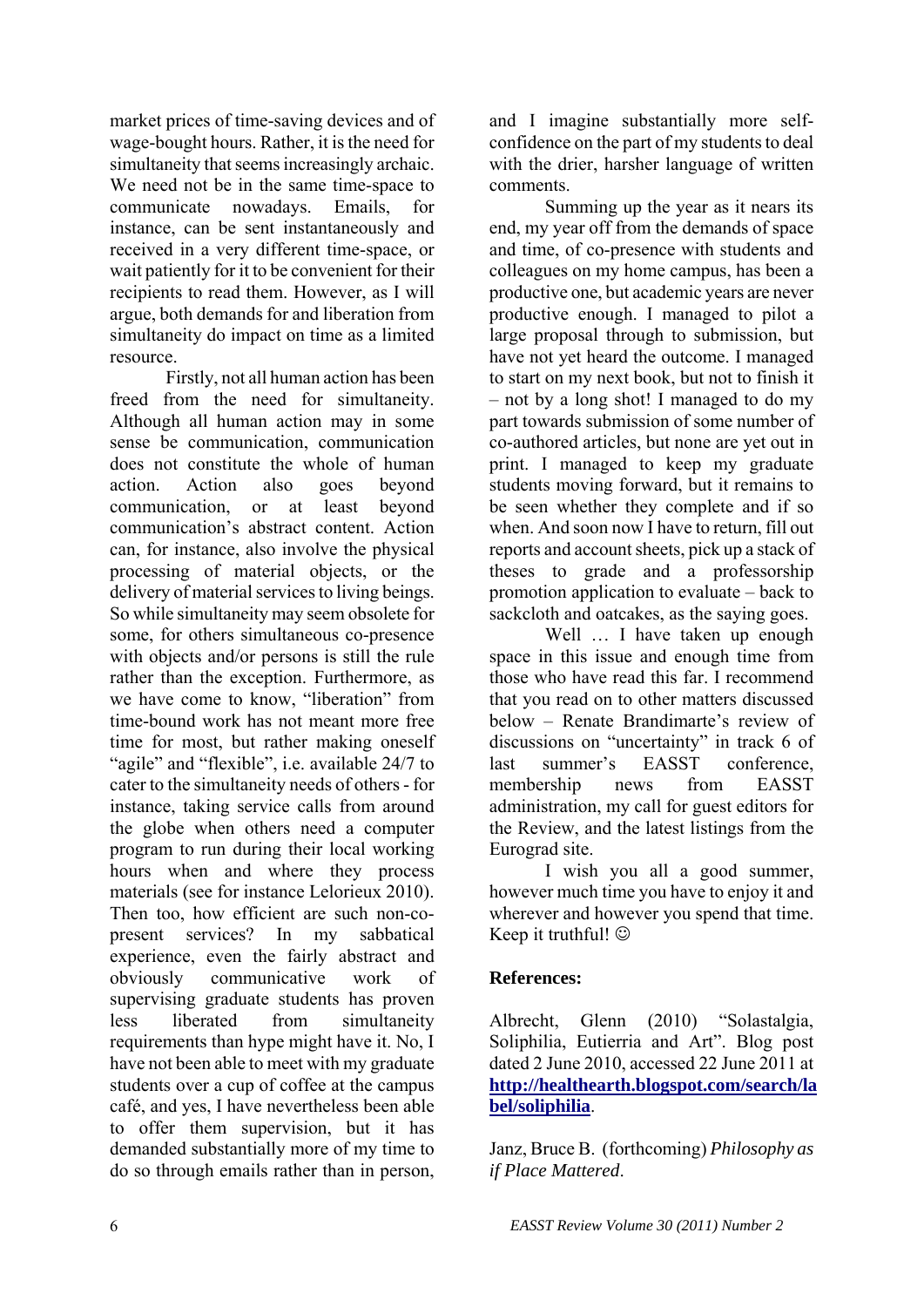market prices of time-saving devices and of wage-bought hours. Rather, it is the need for simultaneity that seems increasingly archaic. We need not be in the same time-space to communicate nowadays. Emails, for instance, can be sent instantaneously and received in a very different time-space, or wait patiently for it to be convenient for their recipients to read them. However, as I will argue, both demands for and liberation from simultaneity do impact on time as a limited resource.

Firstly, not all human action has been freed from the need for simultaneity. Although all human action may in some sense be communication, communication does not constitute the whole of human action. Action also goes beyond communication, or at least beyond communication's abstract content. Action can, for instance, also involve the physical processing of material objects, or the delivery of material services to living beings. So while simultaneity may seem obsolete for some, for others simultaneous co-presence with objects and/or persons is still the rule rather than the exception. Furthermore, as we have come to know, "liberation" from time-bound work has not meant more free time for most, but rather making oneself "agile" and "flexible", i.e. available 24/7 to cater to the simultaneity needs of others - for instance, taking service calls from around the globe when others need a computer program to run during their local working hours when and where they process materials (see for instance Lelorieux 2010). Then too, how efficient are such non-co-present services? In my sabbatical experience, even the fairly abstract and obviously communicative work of supervising graduate students has proven less liberated from simultaneity requirements than hype might have it. No, I have not been able to meet with my graduate students over a cup of coffee at the campus café, and yes, I have nevertheless been able to offer them supervision, but it has demanded substantially more of my time to do so through emails rather than in person, and I imagine substantially more self-confidence on the part of my students to deal with the drier, harsher language of written comments.

Summing up the year as it nears its end, my year off from the demands of space and time, of co-presence with students and colleagues on my home campus, has been a productive one, but academic years are never productive enough. I managed to pilot a large proposal through to submission, but have not yet heard the outcome. I managed to start on my next book, but not to finish it – not by a long shot! I managed to do my part towards submission of some number of co-authored articles, but none are yet out in print. I managed to keep my graduate students moving forward, but it remains to be seen whether they complete and if so when. And soon now I have to return, fill out reports and account sheets, pick up a stack of theses to grade and a professorship promotion application to evaluate – back to sackcloth and oatcakes, as the saying goes.

Well … I have taken up enough space in this issue and enough time from those who have read this far. I recommend that you read on to other matters discussed below – Renate Brandimarte's review of discussions on "uncertainty" in track 6 of last summer's EASST conference, membership news from EASST administration, my call for guest editors for the Review, and the latest listings from the Eurograd site.

I wish you all a good summer, however much time you have to enjoy it and wherever and however you spend that time. Keep it truthful! ☺

**References:**

Albrecht, Glenn (2010) "Solastalgia, Soliphilia, Eutierria and Art". Blog post dated 2 June 2010, accessed 22 June 2011 at **http://healthearth.blogspot.com/search/label/soliphilia**.

Janz, Bruce B. (forthcoming) *Philosophy as if Place Mattered*.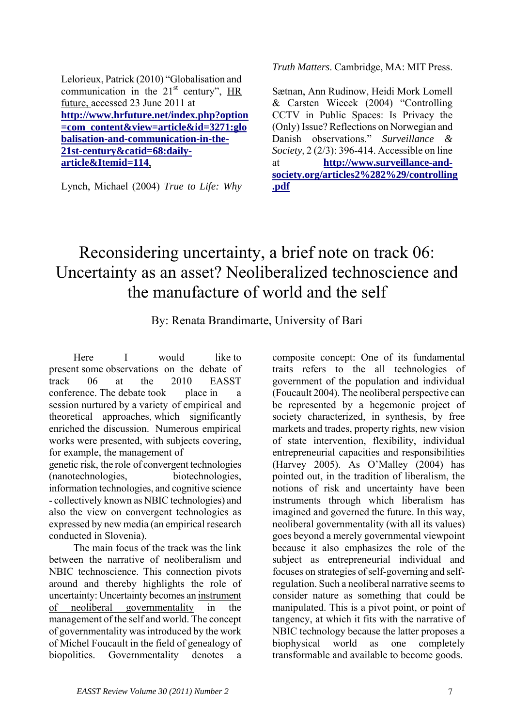Lelorieux, Patrick (2010) "Globalisation and communication in the 21st century", HR future, accessed 23 June 2011 at **http://www.hrfuture.net/index.php?option=com_content&view=article&id=3271:globalisation-and-communication-in-the-21st-century&catid=68:daily-article&Itemid=114**,

Lynch, Michael (2004) *True to Life: Why Truth Matters*. Cambridge, MA: MIT Press.

Sætnan, Ann Rudinow, Heidi Mork Lomell & Carsten Wiecek (2004) "Controlling CCTV in Public Spaces: Is Privacy the (Only) Issue? Reflections on Norwegian and Danish observations." *Surveillance & Society*, 2 (2/3): 396-414. Accessible on line at **http://www.surveillance-and-society.org/articles2%282%29/controlling.pdf**

# Reconsidering uncertainty, a brief note on track 06: Uncertainty as an asset? Neoliberalized technoscience and the manufacture of world and the self

By: Renata Brandimarte, University of Bari

Here I would like to present some observations on the debate of track 06 at the 2010 EASST conference. The debate took place in a session nurtured by a variety of empirical and theoretical approaches, which significantly enriched the discussion. Numerous empirical works were presented, with subjects covering, for example, the management of genetic risk, the role of convergent technologies (nanotechnologies, biotechnologies, information technologies, and cognitive science - collectively known as NBIC technologies) and also the view on convergent technologies as expressed by new media (an empirical research conducted in Slovenia).

The main focus of the track was the link between the narrative of neoliberalism and NBIC technoscience. This connection pivots around and thereby highlights the role of uncertainty: Uncertainty becomes an instrument of neoliberal governmentality in the management of the self and world. The concept of governmentality was introduced by the work of Michel Foucault in the field of genealogy of biopolitics. Governmentality denotes a composite concept: One of its fundamental traits refers to the all technologies of government of the population and individual (Foucault 2004). The neoliberal perspective can be represented by a hegemonic project of society characterized, in synthesis, by free markets and trades, property rights, new vision of state intervention, flexibility, individual entrepreneurial capacities and responsibilities (Harvey 2005). As O'Malley (2004) has pointed out, in the tradition of liberalism, the notions of risk and uncertainty have been instruments through which liberalism has imagined and governed the future. In this way, neoliberal governmentality (with all its values) goes beyond a merely governmental viewpoint because it also emphasizes the role of the subject as entrepreneurial individual and focuses on strategies of self-governing and self-regulation. Such a neoliberal narrative seems to consider nature as something that could be manipulated. This is a pivot point, or point of tangency, at which it fits with the narrative of NBIC technology because the latter proposes a biophysical world as one completely transformable and available to become goods.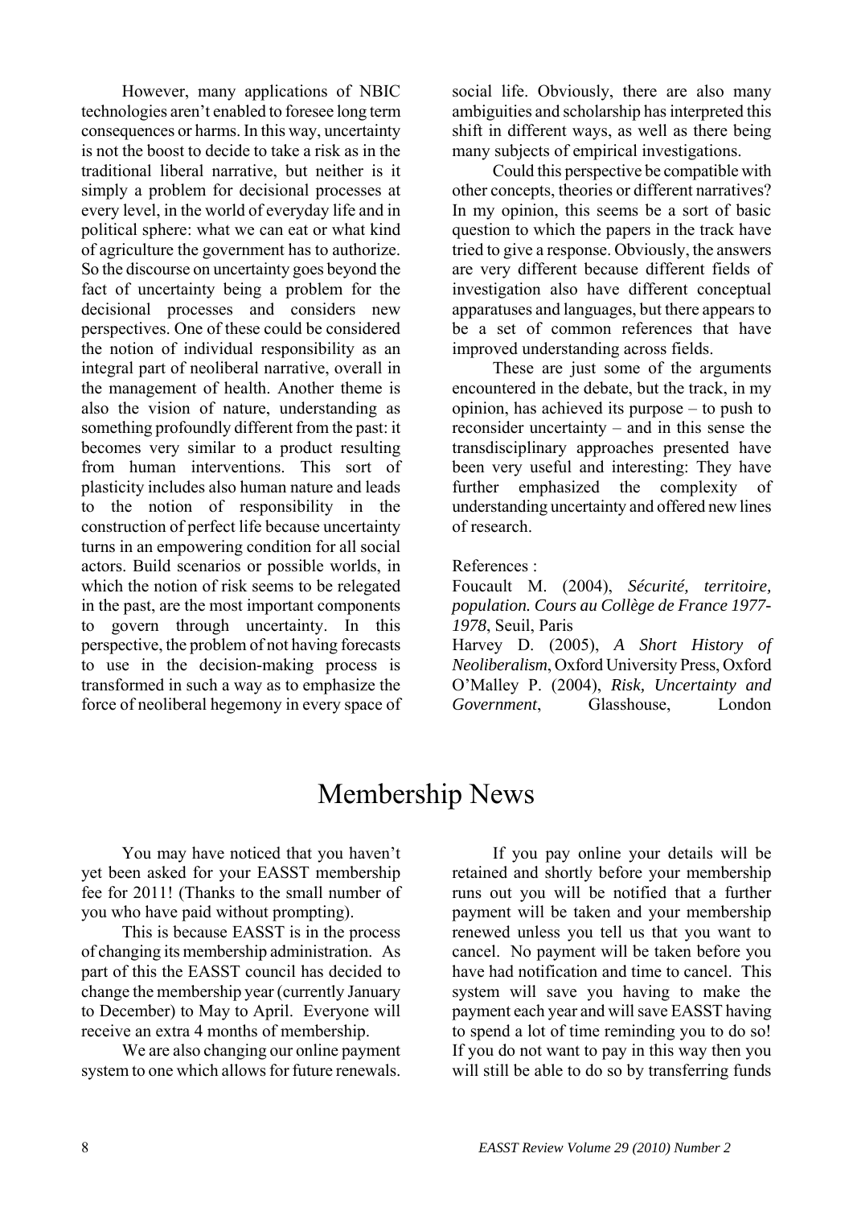However, many applications of NBIC technologies aren't enabled to foresee long term consequences or harms. In this way, uncertainty is not the boost to decide to take a risk as in the traditional liberal narrative, but neither is it simply a problem for decisional processes at every level, in the world of everyday life and in political sphere: what we can eat or what kind of agriculture the government has to authorize. So the discourse on uncertainty goes beyond the fact of uncertainty being a problem for the decisional processes and considers new perspectives. One of these could be considered the notion of individual responsibility as an integral part of neoliberal narrative, overall in the management of health. Another theme is also the vision of nature, understanding as something profoundly different from the past: it becomes very similar to a product resulting from human interventions. This sort of plasticity includes also human nature and leads to the notion of responsibility in the construction of perfect life because uncertainty turns in an empowering condition for all social actors. Build scenarios or possible worlds, in which the notion of risk seems to be relegated in the past, are the most important components to govern through uncertainty. In this perspective, the problem of not having forecasts to use in the decision-making process is transformed in such a way as to emphasize the force of neoliberal hegemony in every space of social life. Obviously, there are also many ambiguities and scholarship has interpreted this shift in different ways, as well as there being many subjects of empirical investigations.

Could this perspective be compatible with other concepts, theories or different narratives? In my opinion, this seems be a sort of basic question to which the papers in the track have tried to give a response. Obviously, the answers are very different because different fields of investigation also have different conceptual apparatuses and languages, but there appears to be a set of common references that have improved understanding across fields.

These are just some of the arguments encountered in the debate, but the track, in my opinion, has achieved its purpose – to push to reconsider uncertainty – and in this sense the transdisciplinary approaches presented have been very useful and interesting: They have further emphasized the complexity of understanding uncertainty and offered new lines of research.

References :

Foucault M. (2004), *Sécurité, territoire, population. Cours au Collège de France 1977-1978*, Seuil, Paris

Harvey D. (2005), *A Short History of Neoliberalism*, Oxford University Press, Oxford

O'Malley P. (2004), *Risk, Uncertainty and Government*, Glasshouse, London

# Membership News

You may have noticed that you haven't yet been asked for your EASST membership fee for 2011! (Thanks to the small number of you who have paid without prompting).

This is because EASST is in the process of changing its membership administration. As part of this the EASST council has decided to change the membership year (currently January to December) to May to April. Everyone will receive an extra 4 months of membership.

We are also changing our online payment system to one which allows for future renewals. If you pay online your details will be retained and shortly before your membership runs out you will be notified that a further payment will be taken and your membership renewed unless you tell us that you want to cancel. No payment will be taken before you have had notification and time to cancel. This system will save you having to make the payment each year and will save EASST having to spend a lot of time reminding you to do so! If you do not want to pay in this way then you will still be able to do so by transferring funds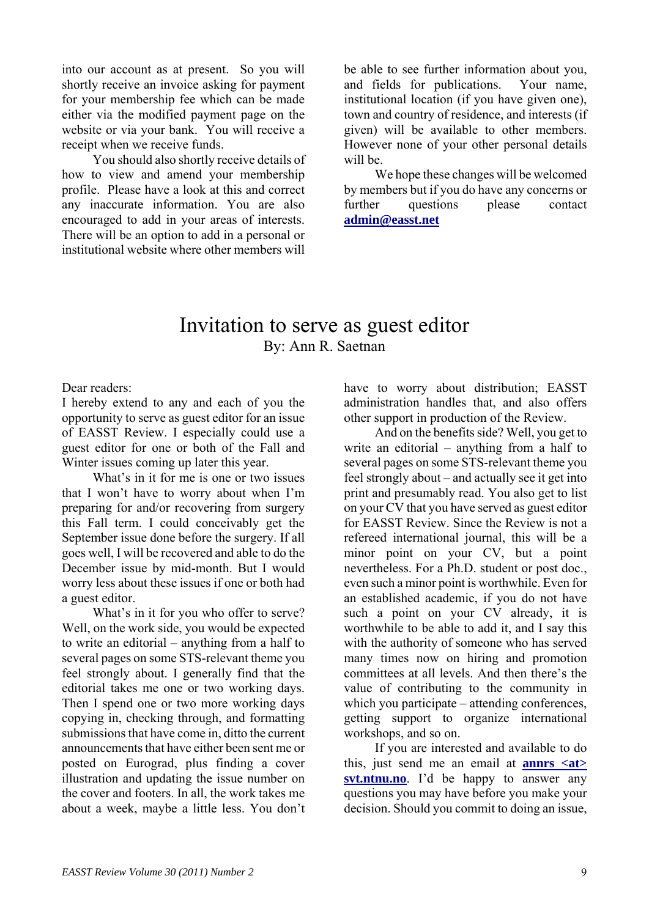into our account as at present. So you will shortly receive an invoice asking for payment for your membership fee which can be made either via the modified payment page on the website or via your bank. You will receive a receipt when we receive funds.

You should also shortly receive details of how to view and amend your membership profile. Please have a look at this and correct any inaccurate information. You are also encouraged to add in your areas of interests. There will be an option to add in a personal or institutional website where other members will be able to see further information about you, and fields for publications. Your name, institutional location (if you have given one), town and country of residence, and interests (if given) will be available to other members. However none of your other personal details will be.

We hope these changes will be welcomed by members but if you do have any concerns or further questions please contact **admin@easst.net**

# Invitation to serve as guest editor

By: Ann R. Saetnan

Dear readers:

I hereby extend to any and each of you the opportunity to serve as guest editor for an issue of EASST Review. I especially could use a guest editor for one or both of the Fall and Winter issues coming up later this year.

What's in it for me is one or two issues that I won't have to worry about when I'm preparing for and/or recovering from surgery this Fall term. I could conceivably get the September issue done before the surgery. If all goes well, I will be recovered and able to do the December issue by mid-month. But I would worry less about these issues if one or both had a guest editor.

What's in it for you who offer to serve? Well, on the work side, you would be expected to write an editorial – anything from a half to several pages on some STS-relevant theme you feel strongly about. I generally find that the editorial takes me one or two working days. Then I spend one or two more working days copying in, checking through, and formatting submissions that have come in, ditto the current announcements that have either been sent me or posted on Eurograd, plus finding a cover illustration and updating the issue number on the cover and footers. In all, the work takes me about a week, maybe a little less. You don't have to worry about distribution; EASST administration handles that, and also offers other support in production of the Review.

And on the benefits side? Well, you get to write an editorial – anything from a half to several pages on some STS-relevant theme you feel strongly about – and actually see it get into print and presumably read. You also get to list on your CV that you have served as guest editor for EASST Review. Since the Review is not a refereed international journal, this will be a minor point on your CV, but a point nevertheless. For a Ph.D. student or post doc., even such a minor point is worthwhile. Even for an established academic, if you do not have such a point on your CV already, it is worthwhile to be able to add it, and I say this with the authority of someone who has served many times now on hiring and promotion committees at all levels. And then there's the value of contributing to the community in which you participate – attending conferences, getting support to organize international workshops, and so on.

If you are interested and available to do this, just send me an email at **annrs <at> svt.ntnu.no**. I'd be happy to answer any questions you may have before you make your decision. Should you commit to doing an issue,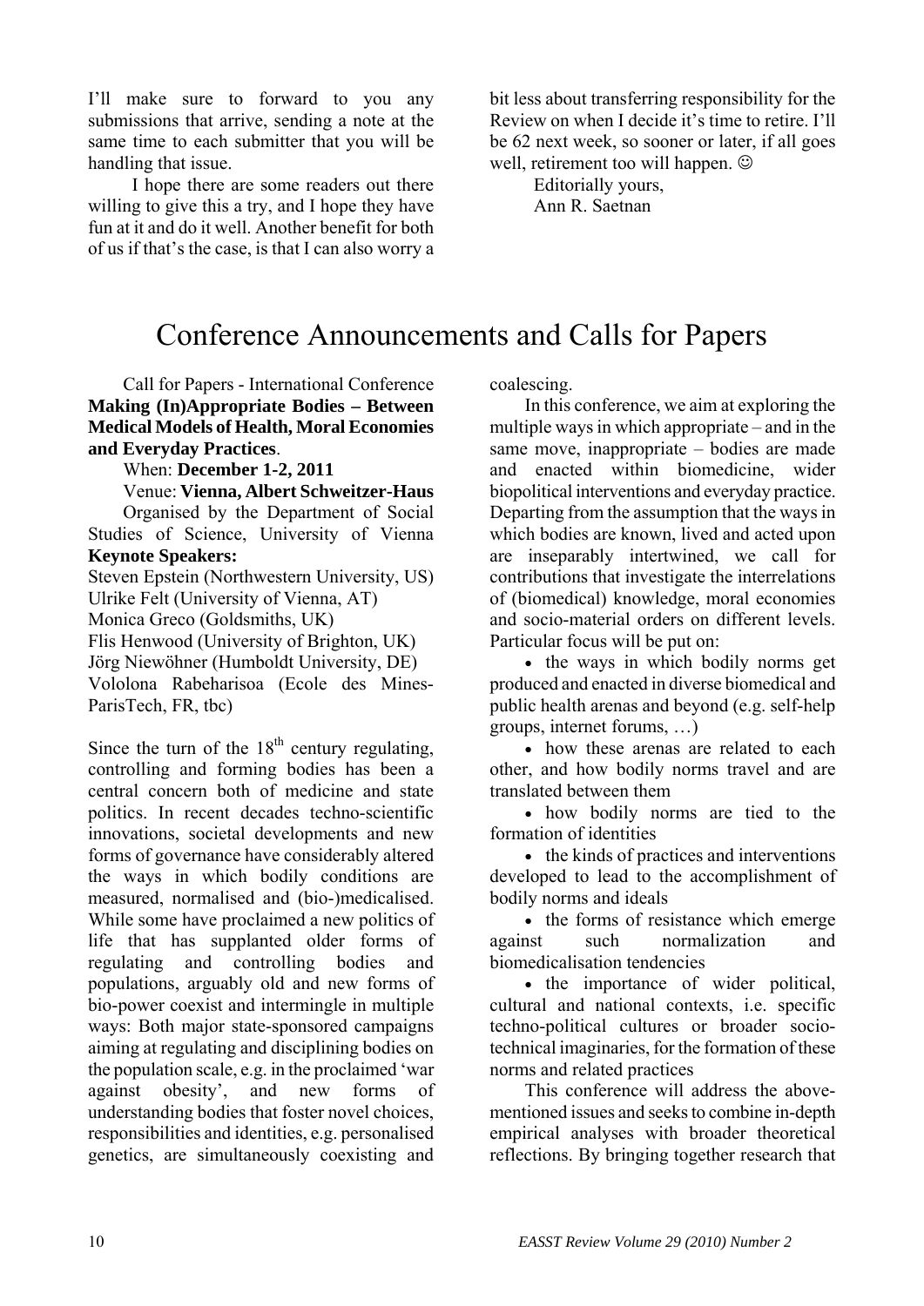I'll make sure to forward to you any submissions that arrive, sending a note at the same time to each submitter that you will be handling that issue.

I hope there are some readers out there willing to give this a try, and I hope they have fun at it and do it well. Another benefit for both of us if that's the case, is that I can also worry a bit less about transferring responsibility for the Review on when I decide it's time to retire. I'll be 62 next week, so sooner or later, if all goes well, retirement too will happen. ☺

Editorially yours,
Ann R. Saetnan

# Conference Announcements and Calls for Papers

Call for Papers - International Conference **Making (In)Appropriate Bodies – Between Medical Models of Health, Moral Economies and Everyday Practices**.

When: **December 1-2, 2011**

Venue: **Vienna, Albert Schweitzer-Haus**

Organised by the Department of Social Studies of Science, University of Vienna

**Keynote Speakers:**

Steven Epstein (Northwestern University, US)
Ulrike Felt (University of Vienna, AT)
Monica Greco (Goldsmiths, UK)
Flis Henwood (University of Brighton, UK)
Jörg Niewöhner (Humboldt University, DE)
Vololona Rabeharisoa (Ecole des Mines-ParisTech, FR, tbc)

Since the turn of the 18th century regulating, controlling and forming bodies has been a central concern both of medicine and state politics. In recent decades techno-scientific innovations, societal developments and new forms of governance have considerably altered the ways in which bodily conditions are measured, normalised and (bio-)medicalised. While some have proclaimed a new politics of life that has supplanted older forms of regulating and controlling bodies and populations, arguably old and new forms of bio-power coexist and intermingle in multiple ways: Both major state-sponsored campaigns aiming at regulating and disciplining bodies on the population scale, e.g. in the proclaimed 'war against obesity', and new forms of understanding bodies that foster novel choices, responsibilities and identities, e.g. personalised genetics, are simultaneously coexisting and coalescing.

In this conference, we aim at exploring the multiple ways in which appropriate – and in the same move, inappropriate – bodies are made and enacted within biomedicine, wider biopolitical interventions and everyday practice. Departing from the assumption that the ways in which bodies are known, lived and acted upon are inseparably intertwined, we call for contributions that investigate the interrelations of (biomedical) knowledge, moral economies and socio-material orders on different levels. Particular focus will be put on:

- the ways in which bodily norms get produced and enacted in diverse biomedical and public health arenas and beyond (e.g. self-help groups, internet forums, …)
- how these arenas are related to each other, and how bodily norms travel and are translated between them
- how bodily norms are tied to the formation of identities
- the kinds of practices and interventions developed to lead to the accomplishment of bodily norms and ideals
- the forms of resistance which emerge against such normalization and biomedicalisation tendencies
- the importance of wider political, cultural and national contexts, i.e. specific techno-political cultures or broader socio-technical imaginaries, for the formation of these norms and related practices

This conference will address the above-mentioned issues and seeks to combine in-depth empirical analyses with broader theoretical reflections. By bringing together research that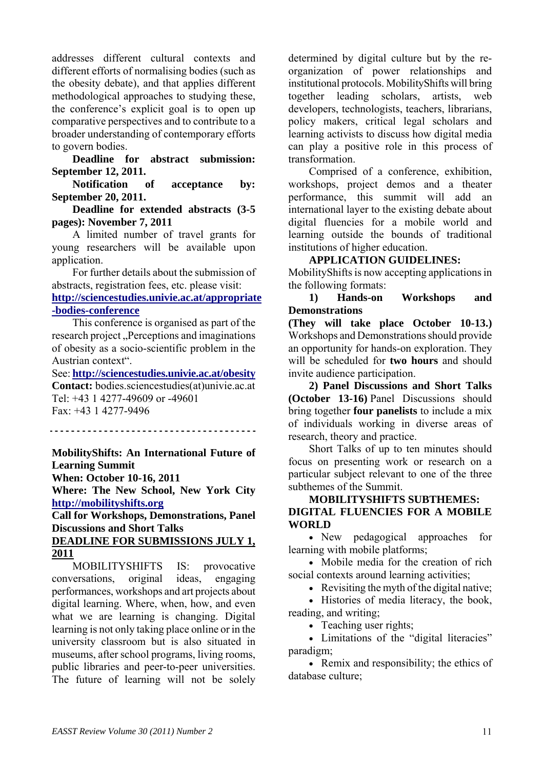addresses different cultural contexts and different efforts of normalising bodies (such as the obesity debate), and that applies different methodological approaches to studying these, the conference's explicit goal is to open up comparative perspectives and to contribute to a broader understanding of contemporary efforts to govern bodies.

**Deadline for abstract submission: September 12, 2011.**

**Notification of acceptance by: September 20, 2011.**

**Deadline for extended abstracts (3-5 pages): November 7, 2011**

A limited number of travel grants for young researchers will be available upon application.

For further details about the submission of abstracts, registration fees, etc. please visit: **http://sciencestudies.univie.ac.at/appropriate-bodies-conference**

This conference is organised as part of the research project „Perceptions and imaginations of obesity as a socio-scientific problem in the Austrian context".

See: **http://sciencestudies.univie.ac.at/obesity**

**Contact:** bodies.sciencestudies(at)univie.ac.at

Tel: +43 1 4277-49609 or -49601

Fax: +43 1 4277-9496

---

**MobilityShifts: An International Future of Learning Summit**

**When: October 10-16, 2011**

**Where: The New School, New York City**

**http://mobilityshifts.org**

**Call for Workshops, Demonstrations, Panel Discussions and Short Talks**

**DEADLINE FOR SUBMISSIONS JULY 1, 2011**

MOBILITYSHIFTS IS: provocative conversations, original ideas, engaging performances, workshops and art projects about digital learning. Where, when, how, and even what we are learning is changing. Digital learning is not only taking place online or in the university classroom but is also situated in museums, after school programs, living rooms, public libraries and peer-to-peer universities. The future of learning will not be solely determined by digital culture but by the re-organization of power relationships and institutional protocols. MobilityShifts will bring together leading scholars, artists, web developers, technologists, teachers, librarians, policy makers, critical legal scholars and learning activists to discuss how digital media can play a positive role in this process of transformation.

Comprised of a conference, exhibition, workshops, project demos and a theater performance, this summit will add an international layer to the existing debate about digital fluencies for a mobile world and learning outside the bounds of traditional institutions of higher education.

**APPLICATION GUIDELINES:**

MobilityShifts is now accepting applications in the following formats:

**1) Hands-on Workshops and Demonstrations**

**(They will take place October 10-13.)** Workshops and Demonstrations should provide an opportunity for hands-on exploration. They will be scheduled for **two hours** and should invite audience participation.

**2) Panel Discussions and Short Talks (October 13-16)** Panel Discussions should bring together **four panelists** to include a mix of individuals working in diverse areas of research, theory and practice.

Short Talks of up to ten minutes should focus on presenting work or research on a particular subject relevant to one of the three subthemes of the Summit.

**MOBILITYSHIFTS SUBTHEMES: DIGITAL FLUENCIES FOR A MOBILE WORLD**

- New pedagogical approaches for learning with mobile platforms;
- Mobile media for the creation of rich social contexts around learning activities;
- Revisiting the myth of the digital native;
- Histories of media literacy, the book, reading, and writing;
- Teaching user rights;
- Limitations of the "digital literacies" paradigm;
- Remix and responsibility; the ethics of database culture;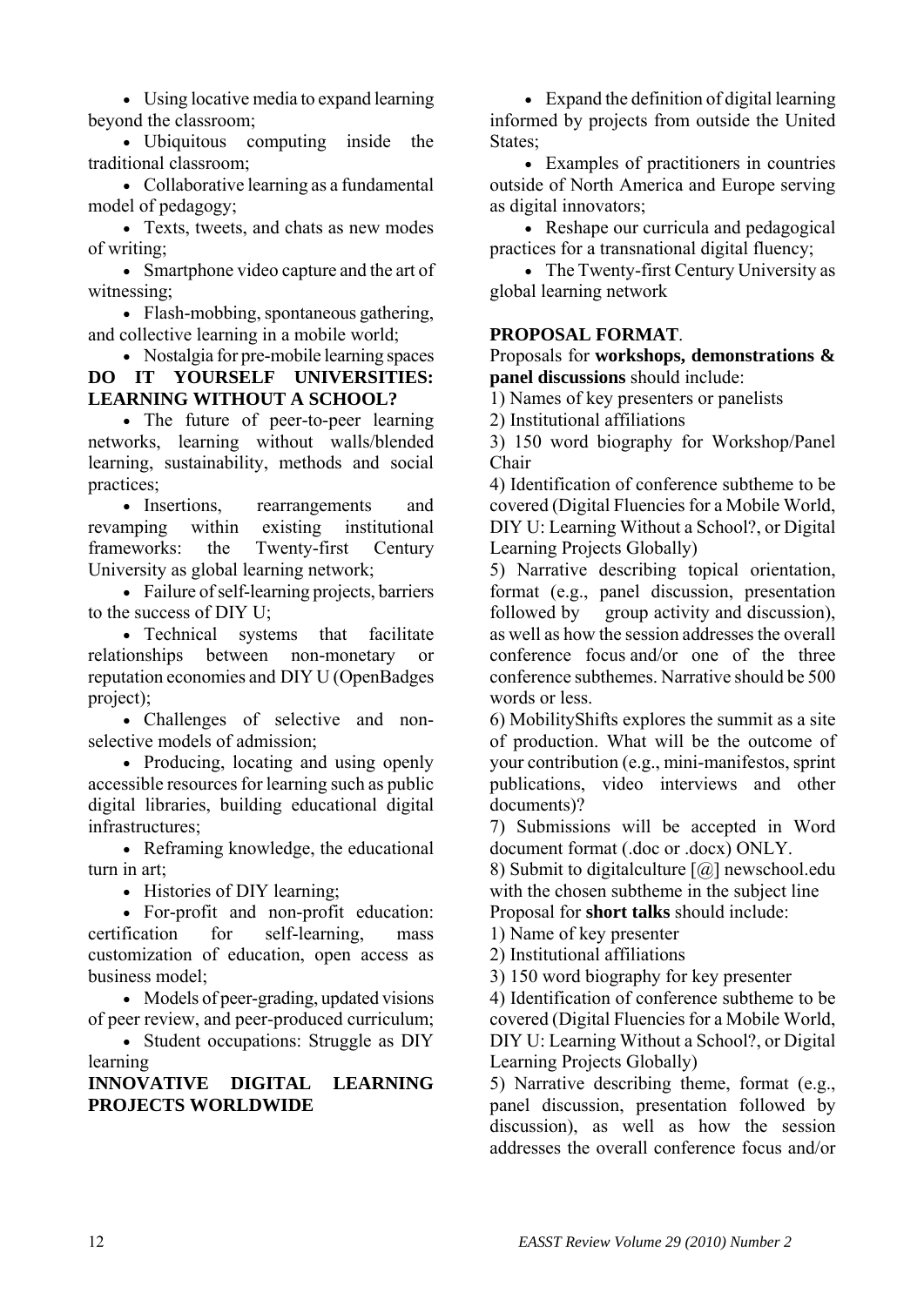- Using locative media to expand learning beyond the classroom;
- Ubiquitous computing inside the traditional classroom;
- Collaborative learning as a fundamental model of pedagogy;
- Texts, tweets, and chats as new modes of writing;
- Smartphone video capture and the art of witnessing;
- Flash-mobbing, spontaneous gathering, and collective learning in a mobile world;
- Nostalgia for pre-mobile learning spaces

**DO IT YOURSELF UNIVERSITIES: LEARNING WITHOUT A SCHOOL?**

- The future of peer-to-peer learning networks, learning without walls/blended learning, sustainability, methods and social practices;
- Insertions, rearrangements and revamping within existing institutional frameworks: the Twenty-first Century University as global learning network;
- Failure of self-learning projects, barriers to the success of DIY U;
- Technical systems that facilitate relationships between non-monetary or reputation economies and DIY U (OpenBadges project);
- Challenges of selective and non-selective models of admission;
- Producing, locating and using openly accessible resources for learning such as public digital libraries, building educational digital infrastructures;
- Reframing knowledge, the educational turn in art;
- Histories of DIY learning;
- For-profit and non-profit education: certification for self-learning, mass customization of education, open access as business model;
- Models of peer-grading, updated visions of peer review, and peer-produced curriculum;
- Student occupations: Struggle as DIY learning

**INNOVATIVE DIGITAL LEARNING PROJECTS WORLDWIDE**

- Expand the definition of digital learning informed by projects from outside the United States;
- Examples of practitioners in countries outside of North America and Europe serving as digital innovators;
- Reshape our curricula and pedagogical practices for a transnational digital fluency;
- The Twenty-first Century University as global learning network

**PROPOSAL FORMAT**.

Proposals for **workshops, demonstrations & panel discussions** should include:

1) Names of key presenters or panelists
2) Institutional affiliations
3) 150 word biography for Workshop/Panel Chair
4) Identification of conference subtheme to be covered (Digital Fluencies for a Mobile World, DIY U: Learning Without a School?, or Digital Learning Projects Globally)
5) Narrative describing topical orientation, format (e.g., panel discussion, presentation followed by group activity and discussion), as well as how the session addresses the overall conference focus and/or one of the three conference subthemes. Narrative should be 500 words or less.
6) MobilityShifts explores the summit as a site of production. What will be the outcome of your contribution (e.g., mini-manifestos, sprint publications, video interviews and other documents)?
7) Submissions will be accepted in Word document format (.doc or .docx) ONLY.
8) Submit to digitalculture [@] newschool.edu with the chosen subtheme in the subject line

Proposal for **short talks** should include:

1) Name of key presenter
2) Institutional affiliations
3) 150 word biography for key presenter
4) Identification of conference subtheme to be covered (Digital Fluencies for a Mobile World, DIY U: Learning Without a School?, or Digital Learning Projects Globally)
5) Narrative describing theme, format (e.g., panel discussion, presentation followed by discussion), as well as how the session addresses the overall conference focus and/or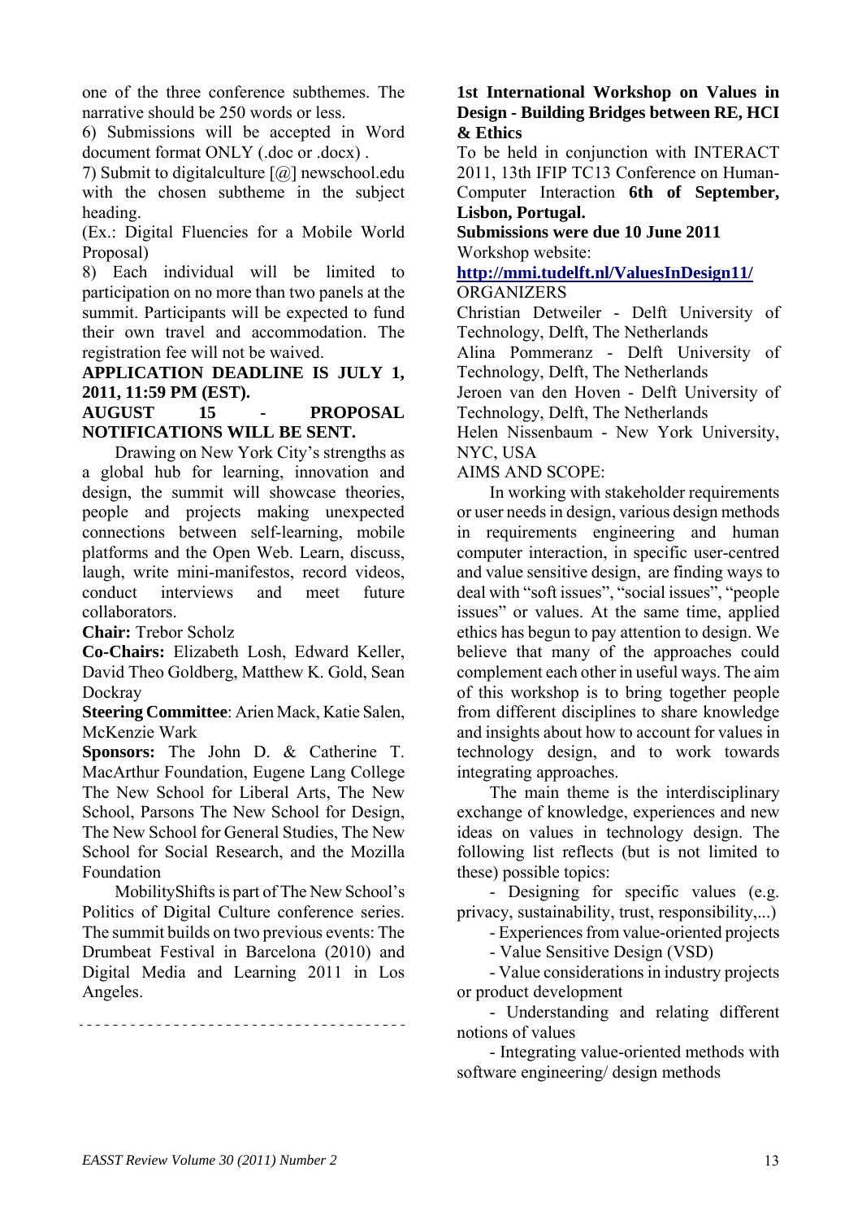one of the three conference subthemes. The narrative should be 250 words or less.

6) Submissions will be accepted in Word document format ONLY (.doc or .docx) .

7) Submit to digitalculture [@] newschool.edu with the chosen subtheme in the subject heading.

(Ex.: Digital Fluencies for a Mobile World Proposal)

8) Each individual will be limited to participation on no more than two panels at the summit. Participants will be expected to fund their own travel and accommodation. The registration fee will not be waived.

**APPLICATION DEADLINE IS JULY 1, 2011, 11:59 PM (EST).**

**AUGUST 15 - PROPOSAL NOTIFICATIONS WILL BE SENT.**

Drawing on New York City's strengths as a global hub for learning, innovation and design, the summit will showcase theories, people and projects making unexpected connections between self-learning, mobile platforms and the Open Web. Learn, discuss, laugh, write mini-manifestos, record videos, conduct interviews and meet future collaborators.

**Chair:** Trebor Scholz

**Co-Chairs:** Elizabeth Losh, Edward Keller, David Theo Goldberg, Matthew K. Gold, Sean Dockray

**Steering Committee**: Arien Mack, Katie Salen, McKenzie Wark

**Sponsors:** The John D. & Catherine T. MacArthur Foundation, Eugene Lang College The New School for Liberal Arts, The New School, Parsons The New School for Design, The New School for General Studies, The New School for Social Research, and the Mozilla Foundation

MobilityShifts is part of The New School's Politics of Digital Culture conference series. The summit builds on two previous events: The Drumbeat Festival in Barcelona (2010) and Digital Media and Learning 2011 in Los Angeles.

---

**1st International Workshop on Values in Design - Building Bridges between RE, HCI & Ethics**

To be held in conjunction with INTERACT 2011, 13th IFIP TC13 Conference on Human-Computer Interaction **6th of September, Lisbon, Portugal.**

**Submissions were due 10 June 2011**

Workshop website:

**http://mmi.tudelft.nl/ValuesInDesign11/**

ORGANIZERS

Christian Detweiler - Delft University of Technology, Delft, The Netherlands

Alina Pommeranz - Delft University of Technology, Delft, The Netherlands

Jeroen van den Hoven - Delft University of Technology, Delft, The Netherlands

Helen Nissenbaum - New York University, NYC, USA

AIMS AND SCOPE:

In working with stakeholder requirements or user needs in design, various design methods in requirements engineering and human computer interaction, in specific user-centred and value sensitive design, are finding ways to deal with "soft issues", "social issues", "people issues" or values. At the same time, applied ethics has begun to pay attention to design. We believe that many of the approaches could complement each other in useful ways. The aim of this workshop is to bring together people from different disciplines to share knowledge and insights about how to account for values in technology design, and to work towards integrating approaches.

The main theme is the interdisciplinary exchange of knowledge, experiences and new ideas on values in technology design. The following list reflects (but is not limited to these) possible topics:

- Designing for specific values (e.g. privacy, sustainability, trust, responsibility,...)
- Experiences from value-oriented projects
- Value Sensitive Design (VSD)
- Value considerations in industry projects or product development
- Understanding and relating different notions of values
- Integrating value-oriented methods with software engineering/ design methods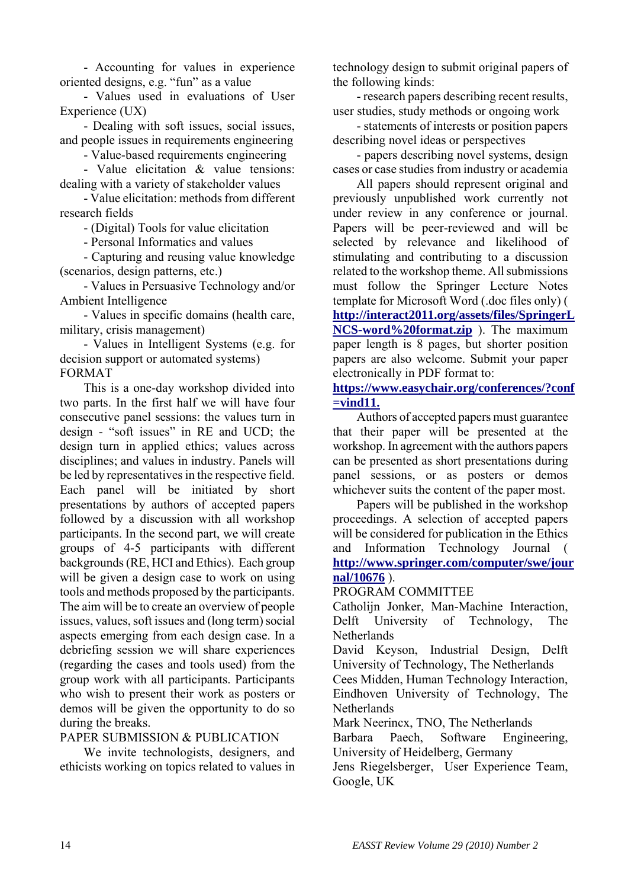- Accounting for values in experience oriented designs, e.g. "fun" as a value

- Values used in evaluations of User Experience (UX)

- Dealing with soft issues, social issues, and people issues in requirements engineering

- Value-based requirements engineering

- Value elicitation & value tensions: dealing with a variety of stakeholder values

- Value elicitation: methods from different research fields

- (Digital) Tools for value elicitation

- Personal Informatics and values

- Capturing and reusing value knowledge (scenarios, design patterns, etc.)

- Values in Persuasive Technology and/or Ambient Intelligence

- Values in specific domains (health care, military, crisis management)

- Values in Intelligent Systems (e.g. for decision support or automated systems)

FORMAT

This is a one-day workshop divided into two parts. In the first half we will have four consecutive panel sessions: the values turn in design - "soft issues" in RE and UCD; the design turn in applied ethics; values across disciplines; and values in industry. Panels will be led by representatives in the respective field. Each panel will be initiated by short presentations by authors of accepted papers followed by a discussion with all workshop participants. In the second part, we will create groups of 4-5 participants with different backgrounds (RE, HCI and Ethics). Each group will be given a design case to work on using tools and methods proposed by the participants. The aim will be to create an overview of people issues, values, soft issues and (long term) social aspects emerging from each design case. In a debriefing session we will share experiences (regarding the cases and tools used) from the group work with all participants. Participants who wish to present their work as posters or demos will be given the opportunity to do so during the breaks.

PAPER SUBMISSION & PUBLICATION

We invite technologists, designers, and ethicists working on topics related to values in technology design to submit original papers of the following kinds:

- research papers describing recent results, user studies, study methods or ongoing work

- statements of interests or position papers describing novel ideas or perspectives

- papers describing novel systems, design cases or case studies from industry or academia

All papers should represent original and previously unpublished work currently not under review in any conference or journal. Papers will be peer-reviewed and will be selected by relevance and likelihood of stimulating and contributing to a discussion related to the workshop theme. All submissions must follow the Springer Lecture Notes template for Microsoft Word (.doc files only) ( **http://interact2011.org/assets/files/SpringerLNCS-word%20format.zip** ). The maximum paper length is 8 pages, but shorter position papers are also welcome. Submit your paper electronically in PDF format to: **https://www.easychair.org/conferences/?conf=vind11.**

Authors of accepted papers must guarantee that their paper will be presented at the workshop. In agreement with the authors papers can be presented as short presentations during panel sessions, or as posters or demos whichever suits the content of the paper most.

Papers will be published in the workshop proceedings. A selection of accepted papers will be considered for publication in the Ethics and Information Technology Journal ( **http://www.springer.com/computer/swe/journal/10676** ).

PROGRAM COMMITTEE

Catholijn Jonker, Man-Machine Interaction, Delft University of Technology, The Netherlands

David Keyson, Industrial Design, Delft University of Technology, The Netherlands

Cees Midden, Human Technology Interaction, Eindhoven University of Technology, The Netherlands

Mark Neerincx, TNO, The Netherlands

Barbara Paech, Software Engineering, University of Heidelberg, Germany

Jens Riegelsberger, User Experience Team, Google, UK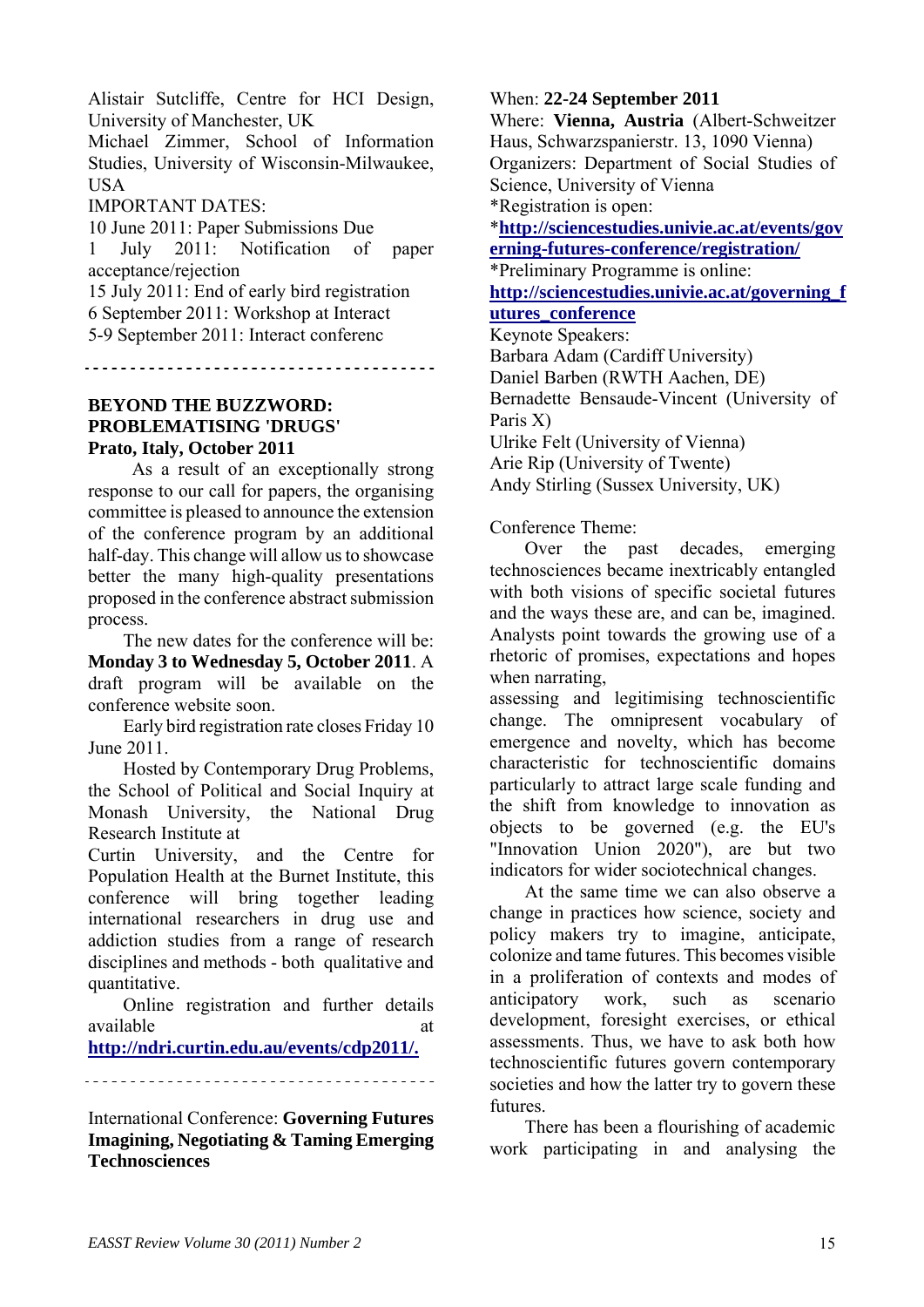Alistair Sutcliffe, Centre for HCI Design, University of Manchester, UK
Michael Zimmer, School of Information Studies, University of Wisconsin-Milwaukee, USA

IMPORTANT DATES:
10 June 2011: Paper Submissions Due
1 July 2011: Notification of paper acceptance/rejection
15 July 2011: End of early bird registration
6 September 2011: Workshop at Interact
5-9 September 2011: Interact conferenc

---

**BEYOND THE BUZZWORD: PROBLEMATISING 'DRUGS'**
**Prato, Italy, October 2011**

As a result of an exceptionally strong response to our call for papers, the organising committee is pleased to announce the extension of the conference program by an additional half-day. This change will allow us to showcase better the many high-quality presentations proposed in the conference abstract submission process.

The new dates for the conference will be: **Monday 3 to Wednesday 5, October 2011**. A draft program will be available on the conference website soon.

Early bird registration rate closes Friday 10 June 2011.

Hosted by Contemporary Drug Problems, the School of Political and Social Inquiry at Monash University, the National Drug Research Institute at Curtin University, and the Centre for Population Health at the Burnet Institute, this conference will bring together leading international researchers in drug use and addiction studies from a range of research disciplines and methods - both qualitative and quantitative.

Online registration and further details available at **http://ndri.curtin.edu.au/events/cdp2011/.**

---

International Conference: **Governing Futures Imagining, Negotiating & Taming Emerging Technosciences**

When: **22-24 September 2011**
Where: **Vienna, Austria** (Albert-Schweitzer Haus, Schwarzspanierstr. 13, 1090 Vienna)
Organizers: Department of Social Studies of Science, University of Vienna
*Registration is open:
***http://sciencestudies.univie.ac.at/events/governing-futures-conference/registration/***
*Preliminary Programme is online:
**http://sciencestudies.univie.ac.at/governing_futures_conference**

Keynote Speakers:
Barbara Adam (Cardiff University)
Daniel Barben (RWTH Aachen, DE)
Bernadette Bensaude-Vincent (University of Paris X)
Ulrike Felt (University of Vienna)
Arie Rip (University of Twente)
Andy Stirling (Sussex University, UK)

Conference Theme:

Over the past decades, emerging technosciences became inextricably entangled with both visions of specific societal futures and the ways these are, and can be, imagined. Analysts point towards the growing use of a rhetoric of promises, expectations and hopes when narrating,
assessing and legitimising technoscientific change. The omnipresent vocabulary of emergence and novelty, which has become characteristic for technoscientific domains particularly to attract large scale funding and the shift from knowledge to innovation as objects to be governed (e.g. the EU's "Innovation Union 2020"), are but two indicators for wider sociotechnical changes.

At the same time we can also observe a change in practices how science, society and policy makers try to imagine, anticipate, colonize and tame futures. This becomes visible in a proliferation of contexts and modes of anticipatory work, such as scenario development, foresight exercises, or ethical assessments. Thus, we have to ask both how technoscientific futures govern contemporary societies and how the latter try to govern these futures.

There has been a flourishing of academic work participating in and analysing the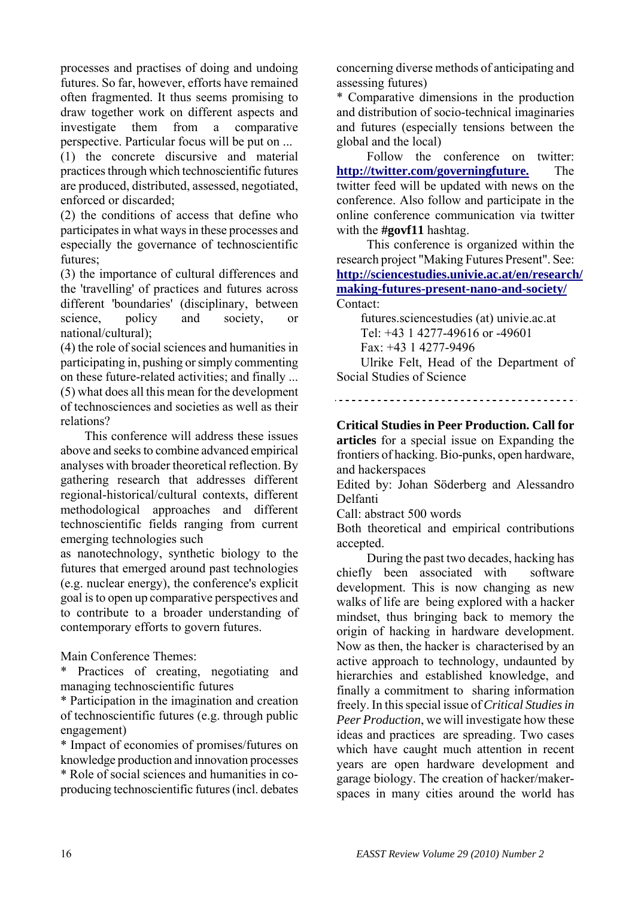processes and practises of doing and undoing futures. So far, however, efforts have remained often fragmented. It thus seems promising to draw together work on different aspects and investigate them from a comparative perspective. Particular focus will be put on ...

(1) the concrete discursive and material practices through which technoscientific futures are produced, distributed, assessed, negotiated, enforced or discarded;

(2) the conditions of access that define who participates in what ways in these processes and especially the governance of technoscientific futures;

(3) the importance of cultural differences and the 'travelling' of practices and futures across different 'boundaries' (disciplinary, between science, policy and society, or national/cultural);

(4) the role of social sciences and humanities in participating in, pushing or simply commenting on these future-related activities; and finally ...

(5) what does all this mean for the development of technosciences and societies as well as their relations?

This conference will address these issues above and seeks to combine advanced empirical analyses with broader theoretical reflection. By gathering research that addresses different regional-historical/cultural contexts, different methodological approaches and different technoscientific fields ranging from current emerging technologies such as nanotechnology, synthetic biology to the futures that emerged around past technologies (e.g. nuclear energy), the conference's explicit goal is to open up comparative perspectives and to contribute to a broader understanding of contemporary efforts to govern futures.

Main Conference Themes:

* Practices of creating, negotiating and managing technoscientific futures
* Participation in the imagination and creation of technoscientific futures (e.g. through public engagement)
* Impact of economies of promises/futures on knowledge production and innovation processes
* Role of social sciences and humanities in co-producing technoscientific futures (incl. debates concerning diverse methods of anticipating and assessing futures)
* Comparative dimensions in the production and distribution of socio-technical imaginaries and futures (especially tensions between the global and the local)

Follow the conference on twitter: **http://twitter.com/governingfuture.** The twitter feed will be updated with news on the conference. Also follow and participate in the online conference communication via twitter with the **#govf11** hashtag.

This conference is organized within the research project "Making Futures Present". See: **http://sciencestudies.univie.ac.at/en/research/making-futures-present-nano-and-society/**

Contact:

futures.sciencestudies (at) univie.ac.at
Tel: +43 1 4277-49616 or -49601
Fax: +43 1 4277-9496
Ulrike Felt, Head of the Department of Social Studies of Science

---

**Critical Studies in Peer Production. Call for articles** for a special issue on Expanding the frontiers of hacking. Bio-punks, open hardware, and hackerspaces

Edited by: Johan Söderberg and Alessandro Delfanti

Call: abstract 500 words

Both theoretical and empirical contributions accepted.

During the past two decades, hacking has chiefly been associated with software development. This is now changing as new walks of life are being explored with a hacker mindset, thus bringing back to memory the origin of hacking in hardware development. Now as then, the hacker is characterised by an active approach to technology, undaunted by hierarchies and established knowledge, and finally a commitment to sharing information freely. In this special issue of *Critical Studies in Peer Production*, we will investigate how these ideas and practices are spreading. Two cases which have caught much attention in recent years are open hardware development and garage biology. The creation of hacker/maker-spaces in many cities around the world has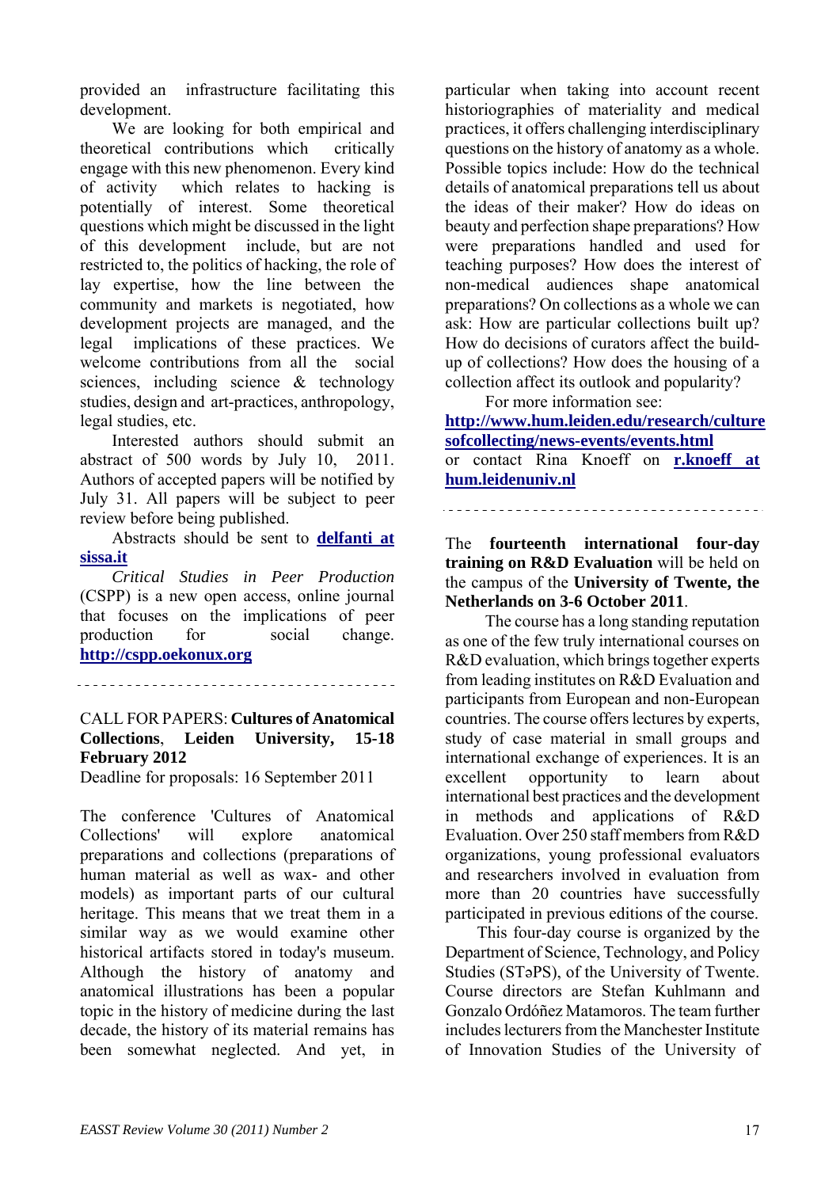provided an infrastructure facilitating this development.

We are looking for both empirical and theoretical contributions which critically engage with this new phenomenon. Every kind of activity which relates to hacking is potentially of interest. Some theoretical questions which might be discussed in the light of this development include, but are not restricted to, the politics of hacking, the role of lay expertise, how the line between the community and markets is negotiated, how development projects are managed, and the legal implications of these practices. We welcome contributions from all the social sciences, including science & technology studies, design and art-practices, anthropology, legal studies, etc.

Interested authors should submit an abstract of 500 words by July 10, 2011. Authors of accepted papers will be notified by July 31. All papers will be subject to peer review before being published.

Abstracts should be sent to **delfanti at sissa.it**

*Critical Studies in Peer Production* (CSPP) is a new open access, online journal that focuses on the implications of peer production for social change. **http://cspp.oekonux.org**

---

CALL FOR PAPERS: **Cultures of Anatomical Collections**, **Leiden University, 15-18 February 2012**

Deadline for proposals: 16 September 2011

The conference 'Cultures of Anatomical Collections' will explore anatomical preparations and collections (preparations of human material as well as wax- and other models) as important parts of our cultural heritage. This means that we treat them in a similar way as we would examine other historical artifacts stored in today's museum. Although the history of anatomy and anatomical illustrations has been a popular topic in the history of medicine during the last decade, the history of its material remains has been somewhat neglected. And yet, in particular when taking into account recent historiographies of materiality and medical practices, it offers challenging interdisciplinary questions on the history of anatomy as a whole. Possible topics include: How do the technical details of anatomical preparations tell us about the ideas of their maker? How do ideas on beauty and perfection shape preparations? How were preparations handled and used for teaching purposes? How does the interest of non-medical audiences shape anatomical preparations? On collections as a whole we can ask: How are particular collections built up? How do decisions of curators affect the build-up of collections? How does the housing of a collection affect its outlook and popularity?

For more information see:
**http://www.hum.leiden.edu/research/culturesofcollecting/news-events/events.html**
or contact Rina Knoeff on **r.knoeff at hum.leidenuniv.nl**

---

The **fourteenth international four-day training on R&D Evaluation** will be held on the campus of the **University of Twente, the Netherlands on 3-6 October 2011**.

The course has a long standing reputation as one of the few truly international courses on R&D evaluation, which brings together experts from leading institutes on R&D Evaluation and participants from European and non-European countries. The course offers lectures by experts, study of case material in small groups and international exchange of experiences. It is an excellent opportunity to learn about international best practices and the development in methods and applications of R&D Evaluation. Over 250 staff members from R&D organizations, young professional evaluators and researchers involved in evaluation from more than 20 countries have successfully participated in previous editions of the course.

This four-day course is organized by the Department of Science, Technology, and Policy Studies (STəPS), of the University of Twente. Course directors are Stefan Kuhlmann and Gonzalo Ordóñez Matamoros. The team further includes lecturers from the Manchester Institute of Innovation Studies of the University of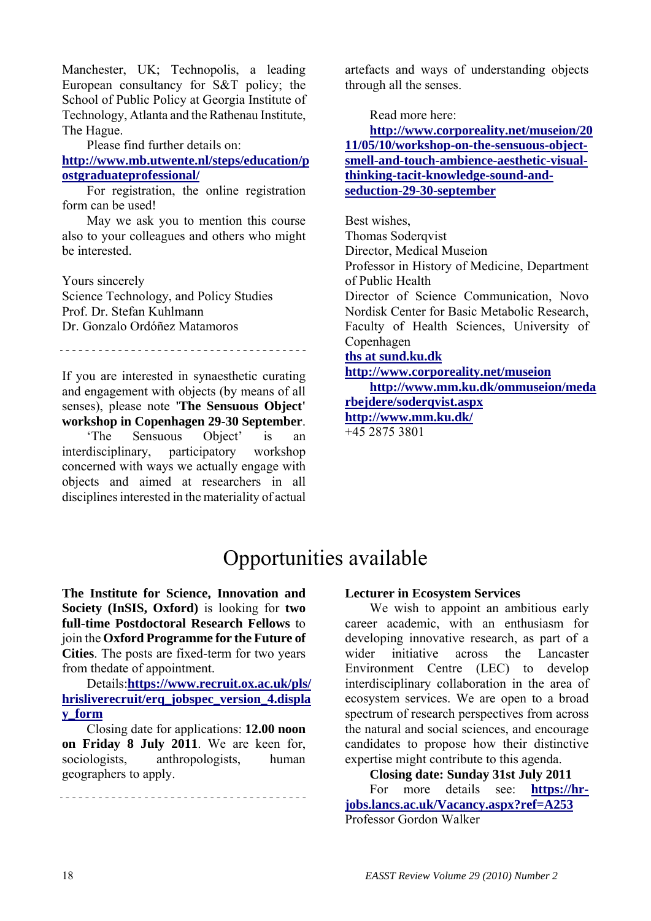Manchester, UK; Technopolis, a leading European consultancy for S&T policy; the School of Public Policy at Georgia Institute of Technology, Atlanta and the Rathenau Institute, The Hague.

Please find further details on: **http://www.mb.utwente.nl/steps/education/postgraduateprofessional/**

For registration, the online registration form can be used!

May we ask you to mention this course also to your colleagues and others who might be interested.

Yours sincerely
Science Technology, and Policy Studies
Prof. Dr. Stefan Kuhlmann
Dr. Gonzalo Ordóñez Matamoros

---

If you are interested in synaesthetic curating and engagement with objects (by means of all senses), please note **'The Sensuous Object' workshop in Copenhagen 29-30 September**.

'The Sensuous Object' is an interdisciplinary, participatory workshop concerned with ways we actually engage with objects and aimed at researchers in all disciplines interested in the materiality of actual artefacts and ways of understanding objects through all the senses.

Read more here: **http://www.corporeality.net/museion/2011/05/10/workshop-on-the-sensuous-object-smell-and-touch-ambience-aesthetic-visual-thinking-tacit-knowledge-sound-and-seduction-29-30-september**

Best wishes,
Thomas Soderqvist
Director, Medical Museion
Professor in History of Medicine, Department of Public Health
Director of Science Communication, Novo Nordisk Center for Basic Metabolic Research, Faculty of Health Sciences, University of Copenhagen
**ths at sund.ku.dk**
**http://www.corporeality.net/museion**
**http://www.mm.ku.dk/ommuseion/medarbejdere/soderqvist.aspx**
**http://www.mm.ku.dk/**
+45 2875 3801

# Opportunities available

**The Institute for Science, Innovation and Society (InSIS, Oxford)** is looking for **two full-time Postdoctoral Research Fellows** to join the **Oxford Programme for the Future of Cities**. The posts are fixed-term for two years from thedate of appointment.

Details:**https://www.recruit.ox.ac.uk/pls/hrisliverecruit/erq_jobspec_version_4.display_form**

Closing date for applications: **12.00 noon on Friday 8 July 2011**. We are keen for, sociologists, anthropologists, human geographers to apply.

---

**Lecturer in Ecosystem Services**

We wish to appoint an ambitious early career academic, with an enthusiasm for developing innovative research, as part of a wider initiative across the Lancaster Environment Centre (LEC) to develop interdisciplinary collaboration in the area of ecosystem services. We are open to a broad spectrum of research perspectives from across the natural and social sciences, and encourage candidates to propose how their distinctive expertise might contribute to this agenda.

**Closing date: Sunday 31st July 2011**

For more details see: **https://hr-jobs.lancs.ac.uk/Vacancy.aspx?ref=A253**

Professor Gordon Walker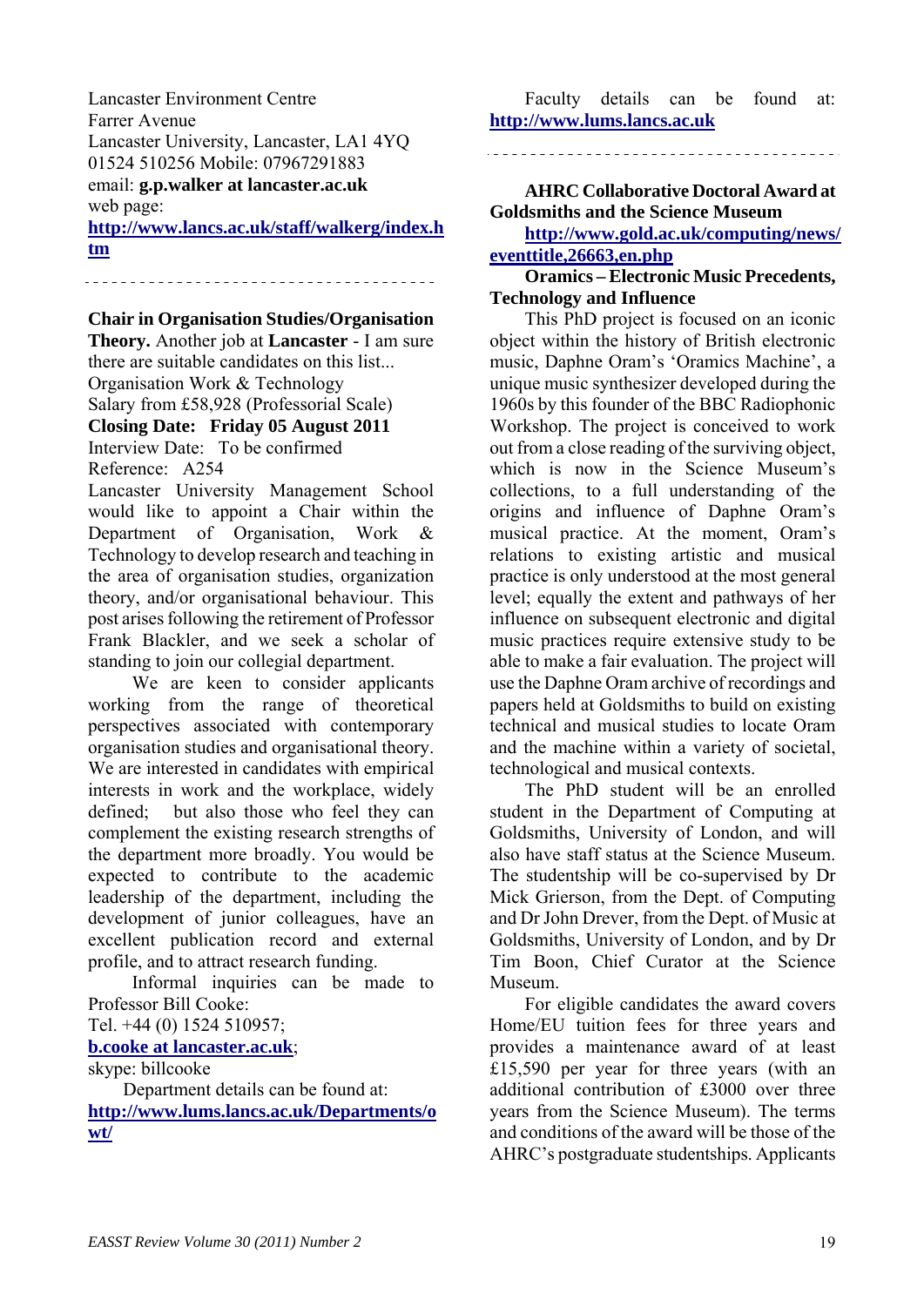Lancaster Environment Centre
Farrer Avenue
Lancaster University, Lancaster, LA1 4YQ
01524 510256 Mobile: 07967291883
email: **g.p.walker at lancaster.ac.uk**
web page:
**http://www.lancs.ac.uk/staff/walkerg/index.htm**

- - - - - - - - - - - - - - - - - - - - - - - - - - - - - - - - - - - -

**Chair in Organisation Studies/Organisation Theory.** Another job at **Lancaster** - I am sure there are suitable candidates on this list...
Organisation Work & Technology
Salary from £58,928 (Professorial Scale)
**Closing Date: Friday 05 August 2011**
Interview Date: To be confirmed
Reference: A254

Lancaster University Management School would like to appoint a Chair within the Department of Organisation, Work & Technology to develop research and teaching in the area of organisation studies, organization theory, and/or organisational behaviour. This post arises following the retirement of Professor Frank Blackler, and we seek a scholar of standing to join our collegial department.

We are keen to consider applicants working from the range of theoretical perspectives associated with contemporary organisation studies and organisational theory. We are interested in candidates with empirical interests in work and the workplace, widely defined; but also those who feel they can complement the existing research strengths of the department more broadly. You would be expected to contribute to the academic leadership of the department, including the development of junior colleagues, have an excellent publication record and external profile, and to attract research funding.

Informal inquiries can be made to Professor Bill Cooke:
Tel. +44 (0) 1524 510957;
**b.cooke at lancaster.ac.uk**;
skype: billcooke

Department details can be found at:
**http://www.lums.lancs.ac.uk/Departments/owt/**

Faculty details can be found at: **http://www.lums.lancs.ac.uk**

- - - - - - - - - - - - - - - - - - - - - - - - - - - - - - - - - - - -

**AHRC Collaborative Doctoral Award at Goldsmiths and the Science Museum**

**http://www.gold.ac.uk/computing/news/eventtitle,26663,en.php**

**Oramics – Electronic Music Precedents, Technology and Influence**

This PhD project is focused on an iconic object within the history of British electronic music, Daphne Oram's 'Oramics Machine', a unique music synthesizer developed during the 1960s by this founder of the BBC Radiophonic Workshop. The project is conceived to work out from a close reading of the surviving object, which is now in the Science Museum's collections, to a full understanding of the origins and influence of Daphne Oram's musical practice. At the moment, Oram's relations to existing artistic and musical practice is only understood at the most general level; equally the extent and pathways of her influence on subsequent electronic and digital music practices require extensive study to be able to make a fair evaluation. The project will use the Daphne Oram archive of recordings and papers held at Goldsmiths to build on existing technical and musical studies to locate Oram and the machine within a variety of societal, technological and musical contexts.

The PhD student will be an enrolled student in the Department of Computing at Goldsmiths, University of London, and will also have staff status at the Science Museum. The studentship will be co-supervised by Dr Mick Grierson, from the Dept. of Computing and Dr John Drever, from the Dept. of Music at Goldsmiths, University of London, and by Dr Tim Boon, Chief Curator at the Science Museum.

For eligible candidates the award covers Home/EU tuition fees for three years and provides a maintenance award of at least £15,590 per year for three years (with an additional contribution of £3000 over three years from the Science Museum). The terms and conditions of the award will be those of the AHRC's postgraduate studentships. Applicants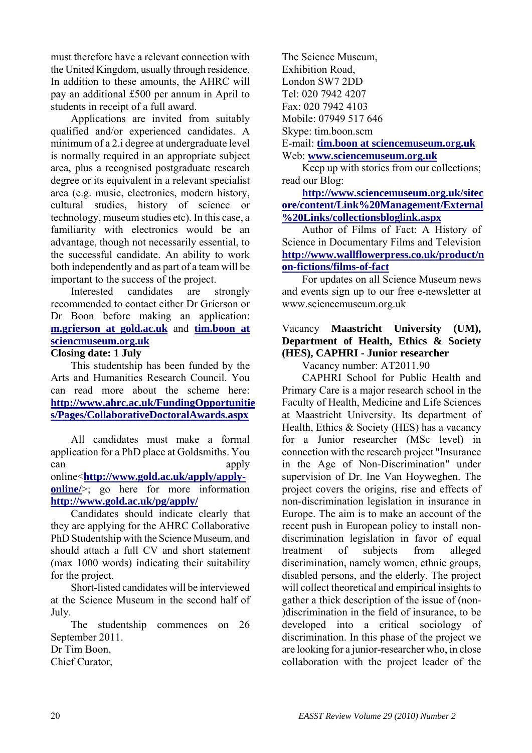must therefore have a relevant connection with the United Kingdom, usually through residence. In addition to these amounts, the AHRC will pay an additional £500 per annum in April to students in receipt of a full award.

Applications are invited from suitably qualified and/or experienced candidates. A minimum of a 2.i degree at undergraduate level is normally required in an appropriate subject area, plus a recognised postgraduate research degree or its equivalent in a relevant specialist area (e.g. music, electronics, modern history, cultural studies, history of science or technology, museum studies etc). In this case, a familiarity with electronics would be an advantage, though not necessarily essential, to the successful candidate. An ability to work both independently and as part of a team will be important to the success of the project.

Interested candidates are strongly recommended to contact either Dr Grierson or Dr Boon before making an application: **m.grierson at gold.ac.uk** and **tim.boon at sciencmuseum.org.uk**

**Closing date: 1 July**

This studentship has been funded by the Arts and Humanities Research Council. You can read more about the scheme here: **http://www.ahrc.ac.uk/FundingOpportunities/Pages/CollaborativeDoctoralAwards.aspx**

All candidates must make a formal application for a PhD place at Goldsmiths. You can apply online<**http://www.gold.ac.uk/apply/apply-online/**>; go here for more information **http://www.gold.ac.uk/pg/apply/**

Candidates should indicate clearly that they are applying for the AHRC Collaborative PhD Studentship with the Science Museum, and should attach a full CV and short statement (max 1000 words) indicating their suitability for the project.

Short-listed candidates will be interviewed at the Science Museum in the second half of July.

The studentship commences on 26 September 2011.

Dr Tim Boon,
Chief Curator,
The Science Museum,
Exhibition Road,
London SW7 2DD
Tel: 020 7942 4207
Fax: 020 7942 4103
Mobile: 07949 517 646
Skype: tim.boon.scm
E-mail: **tim.boon at sciencemuseum.org.uk**
Web: **www.sciencemuseum.org.uk**

Keep up with stories from our collections; read our Blog:

**http://www.sciencemuseum.org.uk/sitecore/content/Link%20Management/External%20Links/collectionsbloglink.aspx**

Author of Films of Fact: A History of Science in Documentary Films and Television **http://www.wallflowerpress.co.uk/product/non-fictions/films-of-fact**

For updates on all Science Museum news and events sign up to our free e-newsletter at www.sciencemuseum.org.uk

Vacancy **Maastricht University (UM), Department of Health, Ethics & Society (HES), CAPHRI - Junior researcher**

Vacancy number: AT2011.90

CAPHRI School for Public Health and Primary Care is a major research school in the Faculty of Health, Medicine and Life Sciences at Maastricht University. Its department of Health, Ethics & Society (HES) has a vacancy for a Junior researcher (MSc level) in connection with the research project "Insurance in the Age of Non-Discrimination" under supervision of Dr. Ine Van Hoyweghen. The project covers the origins, rise and effects of non-discrimination legislation in insurance in Europe. The aim is to make an account of the recent push in European policy to install non-discrimination legislation in favor of equal treatment of subjects from alleged discrimination, namely women, ethnic groups, disabled persons, and the elderly. The project will collect theoretical and empirical insights to gather a thick description of the issue of (non-)discrimination in the field of insurance, to be developed into a critical sociology of discrimination. In this phase of the project we are looking for a junior-researcher who, in close collaboration with the project leader of the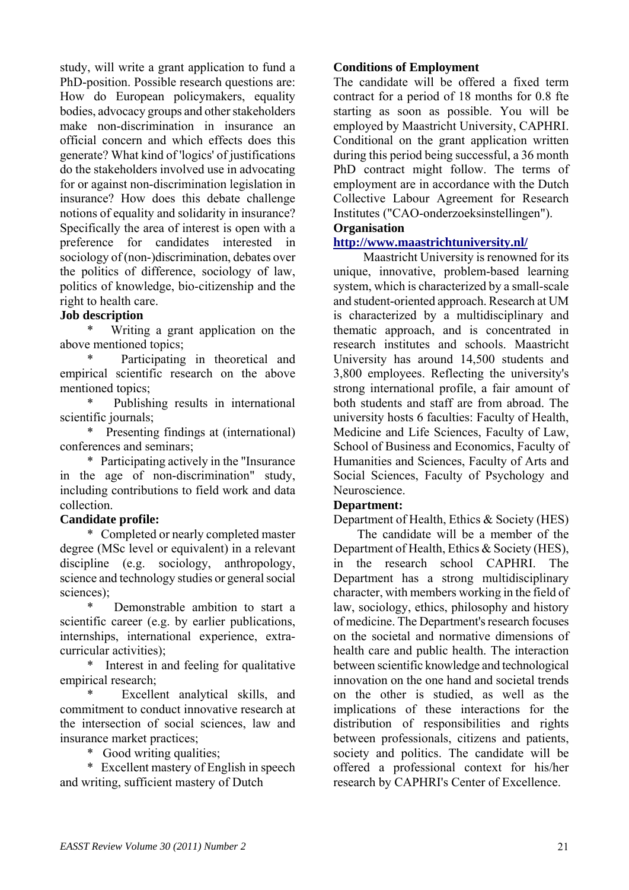study, will write a grant application to fund a PhD-position. Possible research questions are: How do European policymakers, equality bodies, advocacy groups and other stakeholders make non-discrimination in insurance an official concern and which effects does this generate? What kind of 'logics' of justifications do the stakeholders involved use in advocating for or against non-discrimination legislation in insurance? How does this debate challenge notions of equality and solidarity in insurance? Specifically the area of interest is open with a preference for candidates interested in sociology of (non-)discrimination, debates over the politics of difference, sociology of law, politics of knowledge, bio-citizenship and the right to health care.

**Job description**

* Writing a grant application on the above mentioned topics;
* Participating in theoretical and empirical scientific research on the above mentioned topics;
* Publishing results in international scientific journals;
* Presenting findings at (international) conferences and seminars;
* Participating actively in the "Insurance in the age of non-discrimination" study, including contributions to field work and data collection.

**Candidate profile:**

* Completed or nearly completed master degree (MSc level or equivalent) in a relevant discipline (e.g. sociology, anthropology, science and technology studies or general social sciences);
* Demonstrable ambition to start a scientific career (e.g. by earlier publications, internships, international experience, extra-curricular activities);
* Interest in and feeling for qualitative empirical research;
* Excellent analytical skills, and commitment to conduct innovative research at the intersection of social sciences, law and insurance market practices;
* Good writing qualities;
* Excellent mastery of English in speech and writing, sufficient mastery of Dutch

**Conditions of Employment**

The candidate will be offered a fixed term contract for a period of 18 months for 0.8 fte starting as soon as possible. You will be employed by Maastricht University, CAPHRI. Conditional on the grant application written during this period being successful, a 36 month PhD contract might follow. The terms of employment are in accordance with the Dutch Collective Labour Agreement for Research Institutes ("CAO-onderzoeksinstellingen").

**Organisation**

**http://www.maastrichtuniversity.nl/**

Maastricht University is renowned for its unique, innovative, problem-based learning system, which is characterized by a small-scale and student-oriented approach. Research at UM is characterized by a multidisciplinary and thematic approach, and is concentrated in research institutes and schools. Maastricht University has around 14,500 students and 3,800 employees. Reflecting the university's strong international profile, a fair amount of both students and staff are from abroad. The university hosts 6 faculties: Faculty of Health, Medicine and Life Sciences, Faculty of Law, School of Business and Economics, Faculty of Humanities and Sciences, Faculty of Arts and Social Sciences, Faculty of Psychology and Neuroscience.

**Department:**

Department of Health, Ethics & Society (HES)

The candidate will be a member of the Department of Health, Ethics & Society (HES), in the research school CAPHRI. The Department has a strong multidisciplinary character, with members working in the field of law, sociology, ethics, philosophy and history of medicine. The Department's research focuses on the societal and normative dimensions of health care and public health. The interaction between scientific knowledge and technological innovation on the one hand and societal trends on the other is studied, as well as the implications of these interactions for the distribution of responsibilities and rights between professionals, citizens and patients, society and politics. The candidate will be offered a professional context for his/her research by CAPHRI's Center of Excellence.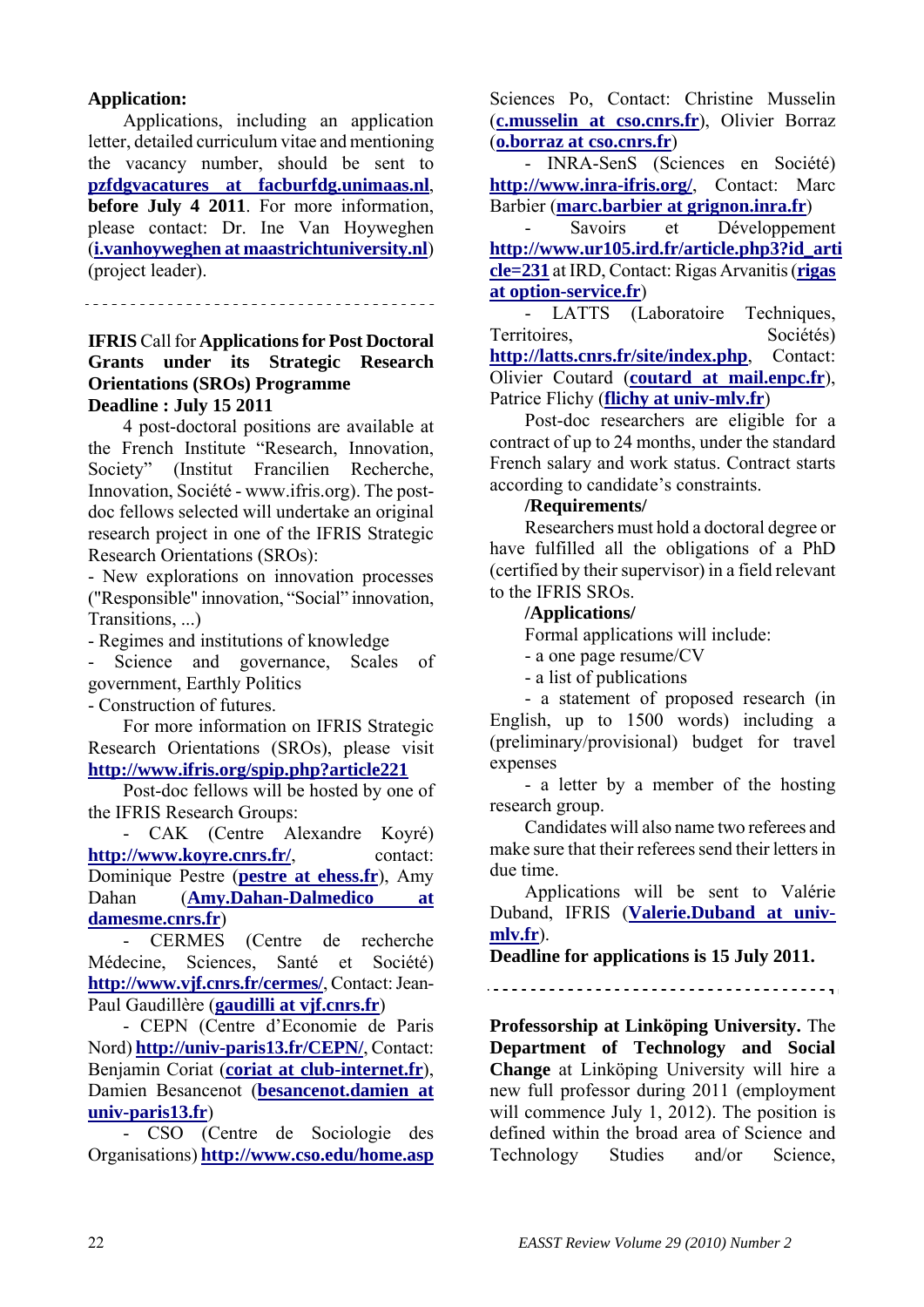**Application:**

Applications, including an application letter, detailed curriculum vitae and mentioning the vacancy number, should be sent to **pzfdgvacatures at facburfdg.unimaas.nl**, **before July 4 2011**. For more information, please contact: Dr. Ine Van Hoyweghen (**i.vanhoyweghen at maastrichtuniversity.nl**) (project leader).

---

**IFRIS** Call for **Applications for Post Doctoral Grants under its Strategic Research Orientations (SROs) Programme**
**Deadline : July 15 2011**

4 post-doctoral positions are available at the French Institute "Research, Innovation, Society" (Institut Francilien Recherche, Innovation, Société - www.ifris.org). The post-doc fellows selected will undertake an original research project in one of the IFRIS Strategic Research Orientations (SROs):

- New explorations on innovation processes ("Responsible" innovation, "Social" innovation, Transitions, ...)
- Regimes and institutions of knowledge
- Science and governance, Scales of government, Earthly Politics
- Construction of futures.

For more information on IFRIS Strategic Research Orientations (SROs), please visit **http://www.ifris.org/spip.php?article221**

Post-doc fellows will be hosted by one of the IFRIS Research Groups:

- CAK (Centre Alexandre Koyré) **http://www.koyre.cnrs.fr/**, contact: Dominique Pestre (**pestre at ehess.fr**), Amy Dahan (**Amy.Dahan-Dalmedico at damesme.cnrs.fr**)
- CERMES (Centre de recherche Médecine, Sciences, Santé et Société) **http://www.vjf.cnrs.fr/cermes/**, Contact: Jean-Paul Gaudillère (**gaudilli at vjf.cnrs.fr**)
- CEPN (Centre d'Economie de Paris Nord) **http://univ-paris13.fr/CEPN/**, Contact: Benjamin Coriat (**coriat at club-internet.fr**), Damien Besancenot (**besancenot.damien at univ-paris13.fr**)
- CSO (Centre de Sociologie des Organisations) **http://www.cso.edu/home.asp** Sciences Po, Contact: Christine Musselin (**c.musselin at cso.cnrs.fr**), Olivier Borraz (**o.borraz at cso.cnrs.fr**)
- INRA-SenS (Sciences en Société) **http://www.inra-ifris.org/**, Contact: Marc Barbier (**marc.barbier at grignon.inra.fr**)
- Savoirs et Développement **http://www.ur105.ird.fr/article.php3?id_article=231** at IRD, Contact: Rigas Arvanitis (**rigas at option-service.fr**)
- LATTS (Laboratoire Techniques, Territoires, Sociétés) **http://latts.cnrs.fr/site/index.php**, Contact: Olivier Coutard (**coutard at mail.enpc.fr**), Patrice Flichy (**flichy at univ-mlv.fr**)

Post-doc researchers are eligible for a contract of up to 24 months, under the standard French salary and work status. Contract starts according to candidate's constraints.

**/Requirements/**

Researchers must hold a doctoral degree or have fulfilled all the obligations of a PhD (certified by their supervisor) in a field relevant to the IFRIS SROs.

**/Applications/**

Formal applications will include:

- a one page resume/CV
- a list of publications
- a statement of proposed research (in English, up to 1500 words) including a (preliminary/provisional) budget for travel expenses
- a letter by a member of the hosting research group.

Candidates will also name two referees and make sure that their referees send their letters in due time.

Applications will be sent to Valérie Duband, IFRIS (**Valerie.Duband at univ-mlv.fr**).

**Deadline for applications is 15 July 2011.**

---

**Professorship at Linköping University.** The **Department of Technology and Social Change** at Linköping University will hire a new full professor during 2011 (employment will commence July 1, 2012). The position is defined within the broad area of Science and Technology Studies and/or Science,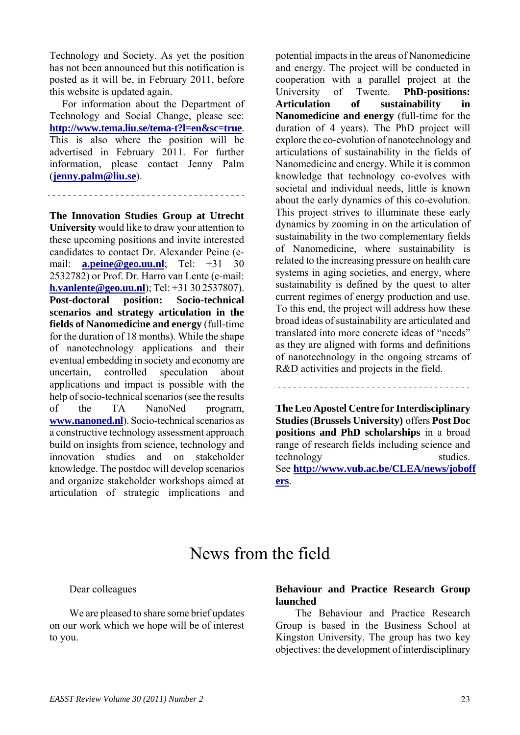Technology and Society. As yet the position has not been announced but this notification is posted as it will be, in February 2011, before this website is updated again.

For information about the Department of Technology and Social Change, please see: **http://www.tema.liu.se/tema-t?l=en&sc=true**. This is also where the position will be advertised in February 2011. For further information, please contact Jenny Palm (**jenny.palm@liu.se**).

---

**The Innovation Studies Group at Utrecht University** would like to draw your attention to these upcoming positions and invite interested candidates to contact Dr. Alexander Peine (e-mail: **a.peine@geo.uu.nl**; Tel: +31 30 2532782) or Prof. Dr. Harro van Lente (e-mail: **h.vanlente@geo.uu.nl**); Tel: +31 30 2537807). **Post-doctoral position: Socio-technical scenarios and strategy articulation in the fields of Nanomedicine and energy** (full-time for the duration of 18 months). While the shape of nanotechnology applications and their eventual embedding in society and economy are uncertain, controlled speculation about applications and impact is possible with the help of socio-technical scenarios (see the results of the TA NanoNed program, **www.nanoned.nl**). Socio-technical scenarios as a constructive technology assessment approach build on insights from science, technology and innovation studies and on stakeholder knowledge. The postdoc will develop scenarios and organize stakeholder workshops aimed at articulation of strategic implications and potential impacts in the areas of Nanomedicine and energy. The project will be conducted in cooperation with a parallel project at the University of Twente. **PhD-positions: Articulation of sustainability in Nanomedicine and energy** (full-time for the duration of 4 years). The PhD project will explore the co-evolution of nanotechnology and articulations of sustainability in the fields of Nanomedicine and energy. While it is common knowledge that technology co-evolves with societal and individual needs, little is known about the early dynamics of this co-evolution. This project strives to illuminate these early dynamics by zooming in on the articulation of sustainability in the two complementary fields of Nanomedicine, where sustainability is related to the increasing pressure on health care systems in aging societies, and energy, where sustainability is defined by the quest to alter current regimes of energy production and use. To this end, the project will address how these broad ideas of sustainability are articulated and translated into more concrete ideas of "needs" as they are aligned with forms and definitions of nanotechnology in the ongoing streams of R&D activities and projects in the field.

---

**The Leo Apostel Centre for Interdisciplinary Studies (Brussels University)** offers **Post Doc positions and PhD scholarships** in a broad range of research fields including science and technology studies. See **http://www.vub.ac.be/CLEA/news/joboffers**.

# News from the field

Dear colleagues

We are pleased to share some brief updates on our work which we hope will be of interest to you.

**Behaviour and Practice Research Group launched**

The Behaviour and Practice Research Group is based in the Business School at Kingston University. The group has two key objectives: the development of interdisciplinary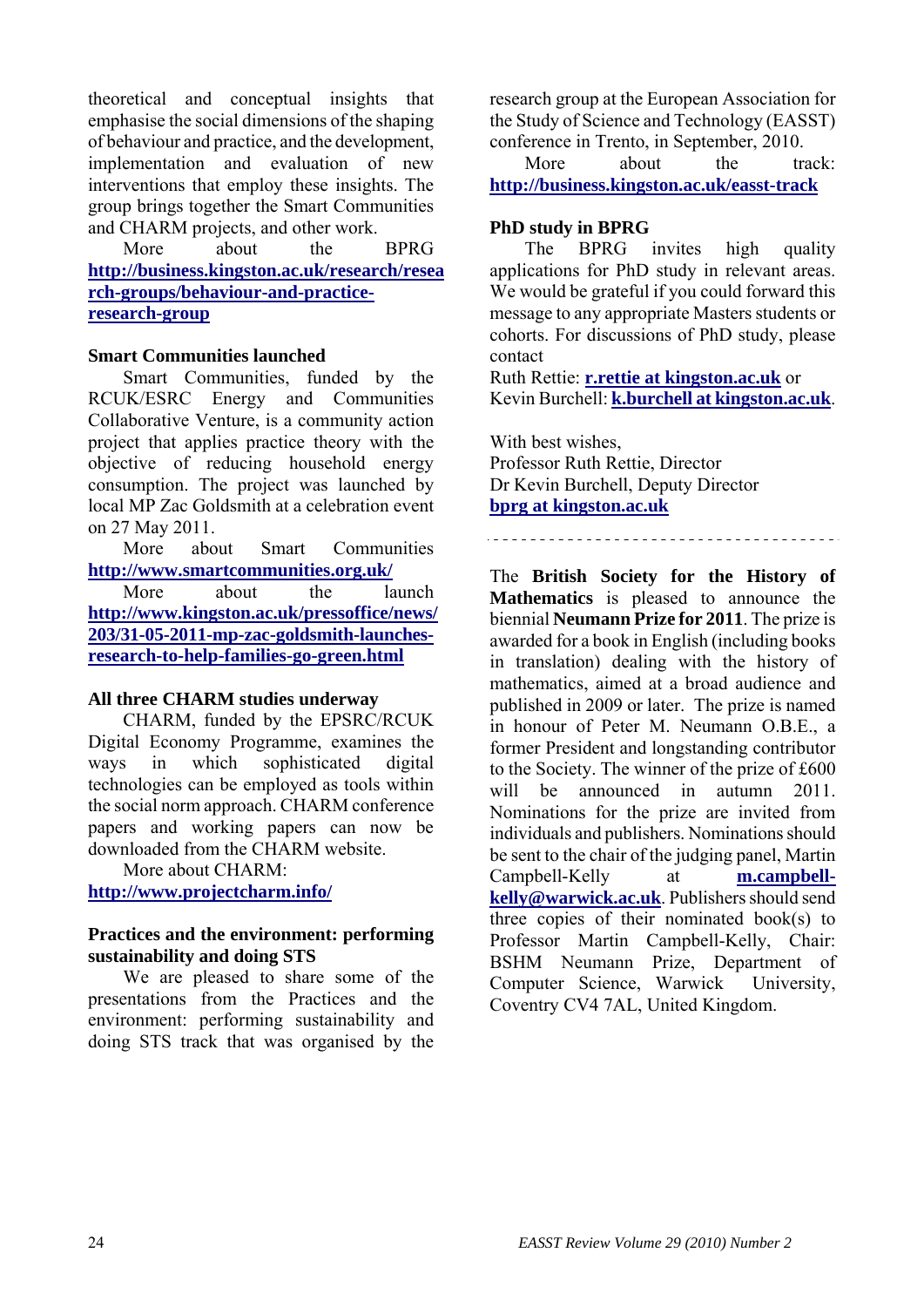theoretical and conceptual insights that emphasise the social dimensions of the shaping of behaviour and practice, and the development, implementation and evaluation of new interventions that employ these insights. The group brings together the Smart Communities and CHARM projects, and other work.

More about the BPRG **http://business.kingston.ac.uk/research/research-groups/behaviour-and-practice-research-group**

**Smart Communities launched**

Smart Communities, funded by the RCUK/ESRC Energy and Communities Collaborative Venture, is a community action project that applies practice theory with the objective of reducing household energy consumption. The project was launched by local MP Zac Goldsmith at a celebration event on 27 May 2011.

More about Smart Communities **http://www.smartcommunities.org.uk/**

More about the launch **http://www.kingston.ac.uk/pressoffice/news/203/31-05-2011-mp-zac-goldsmith-launches-research-to-help-families-go-green.html**

**All three CHARM studies underway**

CHARM, funded by the EPSRC/RCUK Digital Economy Programme, examines the ways in which sophisticated digital technologies can be employed as tools within the social norm approach. CHARM conference papers and working papers can now be downloaded from the CHARM website.

More about CHARM: **http://www.projectcharm.info/**

**Practices and the environment: performing sustainability and doing STS**

We are pleased to share some of the presentations from the Practices and the environment: performing sustainability and doing STS track that was organised by the research group at the European Association for the Study of Science and Technology (EASST) conference in Trento, in September, 2010.

More about the track: **http://business.kingston.ac.uk/easst-track**

**PhD study in BPRG**

The BPRG invites high quality applications for PhD study in relevant areas. We would be grateful if you could forward this message to any appropriate Masters students or cohorts. For discussions of PhD study, please contact

Ruth Rettie: **r.rettie at kingston.ac.uk** or
Kevin Burchell: **k.burchell at kingston.ac.uk**.

With best wishes,
Professor Ruth Rettie, Director
Dr Kevin Burchell, Deputy Director
**bprg at kingston.ac.uk**

---

The **British Society for the History of Mathematics** is pleased to announce the biennial **Neumann Prize for 2011**. The prize is awarded for a book in English (including books in translation) dealing with the history of mathematics, aimed at a broad audience and published in 2009 or later. The prize is named in honour of Peter M. Neumann O.B.E., a former President and longstanding contributor to the Society. The winner of the prize of £600 will be announced in autumn 2011. Nominations for the prize are invited from individuals and publishers. Nominations should be sent to the chair of the judging panel, Martin Campbell-Kelly at **m.campbell-kelly@warwick.ac.uk**. Publishers should send three copies of their nominated book(s) to Professor Martin Campbell-Kelly, Chair: BSHM Neumann Prize, Department of Computer Science, Warwick University, Coventry CV4 7AL, United Kingdom.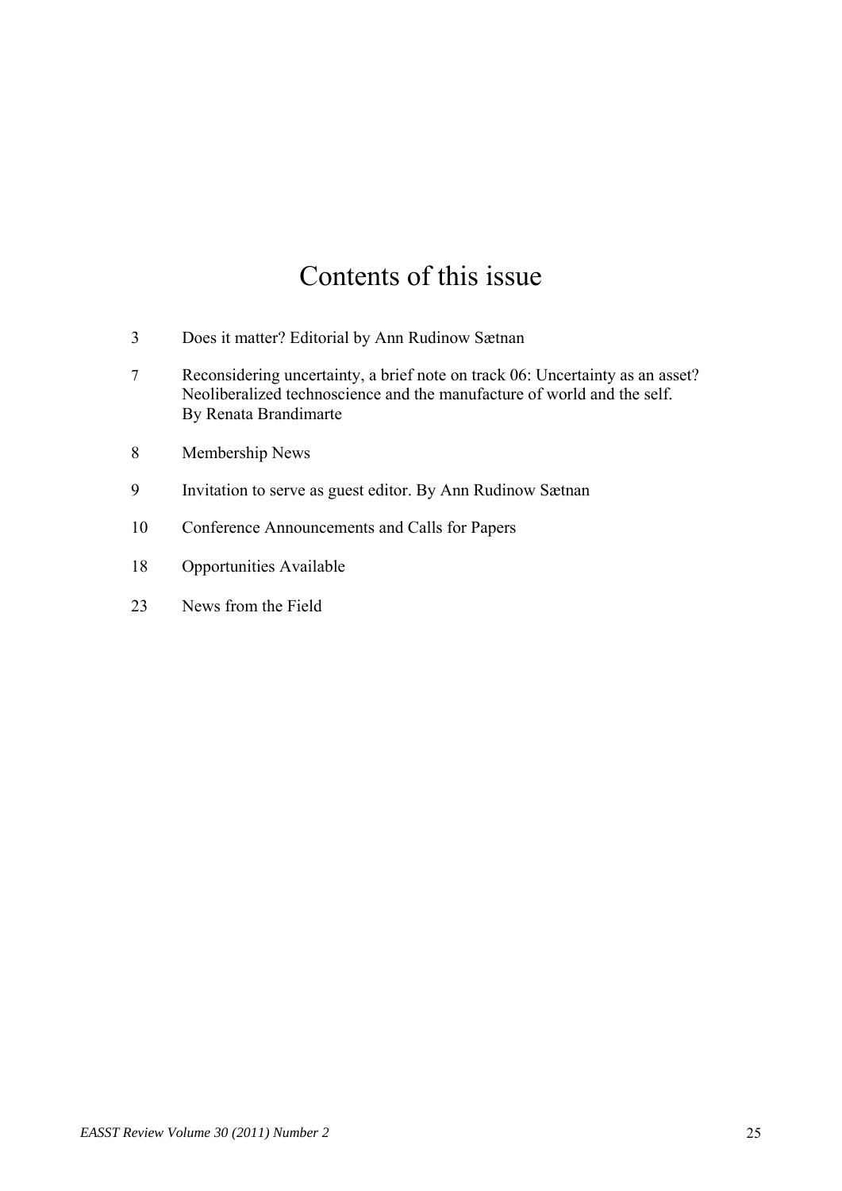# Contents of this issue

| | |
|---|---|
| 3 | Does it matter? Editorial by Ann Rudinow Sætnan |
| 7 | Reconsidering uncertainty, a brief note on track 06: Uncertainty as an asset? Neoliberalized technoscience and the manufacture of world and the self. By Renata Brandimarte |
| 8 | Membership News |
| 9 | Invitation to serve as guest editor. By Ann Rudinow Sætnan |
| 10 | Conference Announcements and Calls for Papers |
| 18 | Opportunities Available |
| 23 | News from the Field |